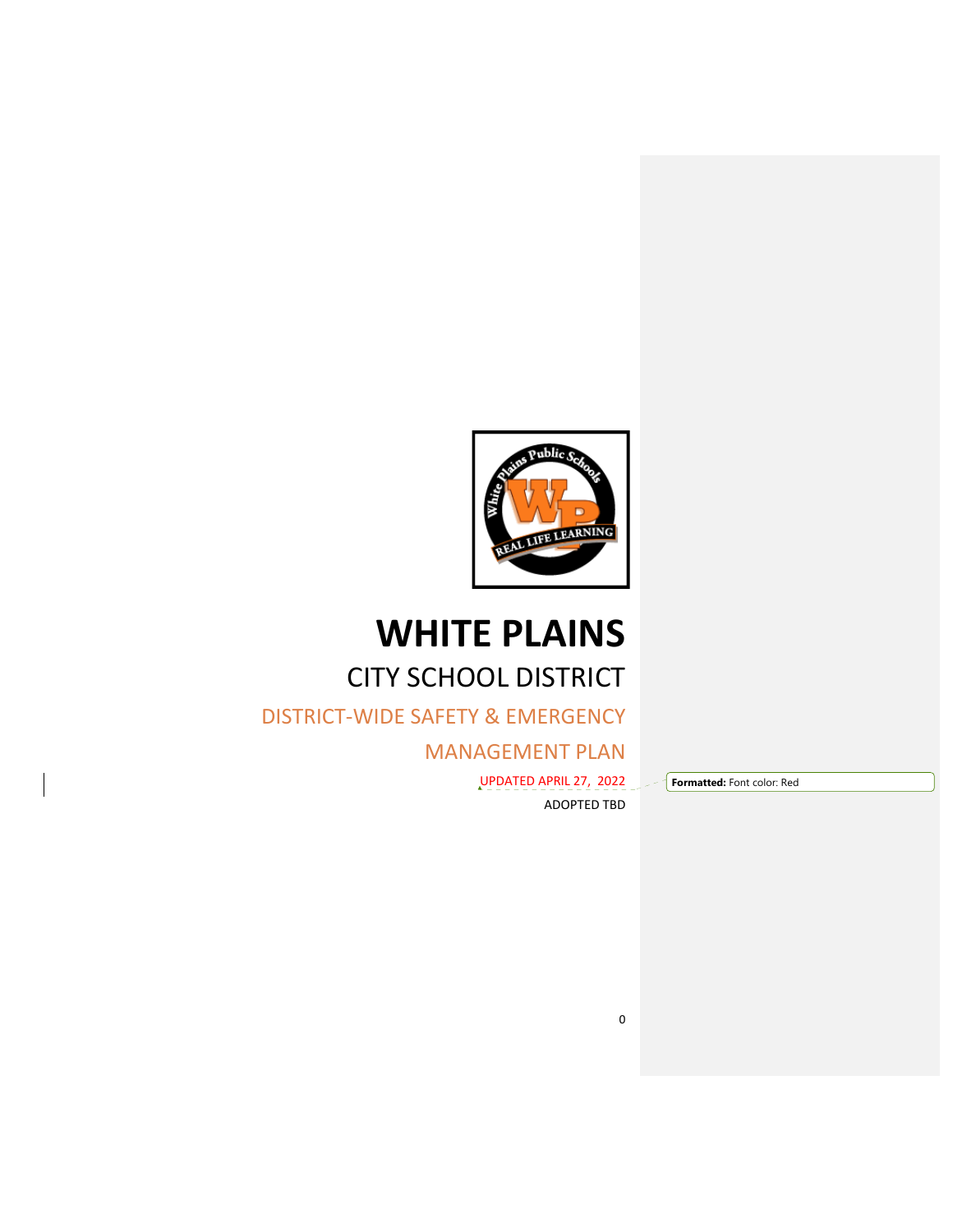# WHITE PLAINS

## CITY SCHOOL DISTRICT

## DISTRICT-WIDE SAFETY & EMERGENCY MANAGEMENT PLAN

UPDATED APRIL 27, 2022

ADOPTED TBD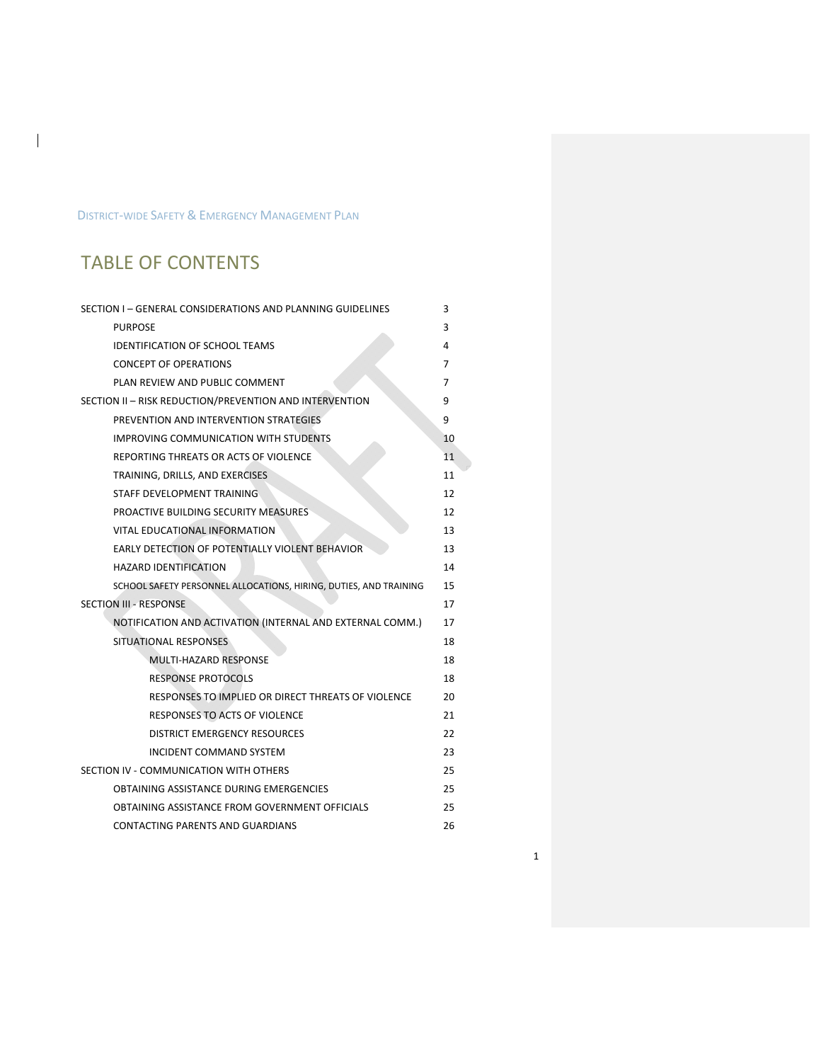# TABLE OF CONTENTS

| | |
|---|---|
| SECTION I – GENERAL CONSIDERATIONS AND PLANNING GUIDELINES | 3 |
| PURPOSE | 3 |
| IDENTIFICATION OF SCHOOL TEAMS | 4 |
| CONCEPT OF OPERATIONS | 7 |
| PLAN REVIEW AND PUBLIC COMMENT | 7 |
| SECTION II – RISK REDUCTION/PREVENTION AND INTERVENTION | 9 |
| PREVENTION AND INTERVENTION STRATEGIES | 9 |
| IMPROVING COMMUNICATION WITH STUDENTS | 10 |
| REPORTING THREATS OR ACTS OF VIOLENCE | 11 |
| TRAINING, DRILLS, AND EXERCISES | 11 |
| STAFF DEVELOPMENT TRAINING | 12 |
| PROACTIVE BUILDING SECURITY MEASURES | 12 |
| VITAL EDUCATIONAL INFORMATION | 13 |
| EARLY DETECTION OF POTENTIALLY VIOLENT BEHAVIOR | 13 |
| HAZARD IDENTIFICATION | 14 |
| SCHOOL SAFETY PERSONNEL ALLOCATIONS, HIRING, DUTIES, AND TRAINING | 15 |
| SECTION III - RESPONSE | 17 |
| NOTIFICATION AND ACTIVATION (INTERNAL AND EXTERNAL COMM.) | 17 |
| SITUATIONAL RESPONSES | 18 |
| MULTI-HAZARD RESPONSE | 18 |
| RESPONSE PROTOCOLS | 18 |
| RESPONSES TO IMPLIED OR DIRECT THREATS OF VIOLENCE | 20 |
| RESPONSES TO ACTS OF VIOLENCE | 21 |
| DISTRICT EMERGENCY RESOURCES | 22 |
| INCIDENT COMMAND SYSTEM | 23 |
| SECTION IV - COMMUNICATION WITH OTHERS | 25 |
| OBTAINING ASSISTANCE DURING EMERGENCIES | 25 |
| OBTAINING ASSISTANCE FROM GOVERNMENT OFFICIALS | 25 |
| CONTACTING PARENTS AND GUARDIANS | 26 |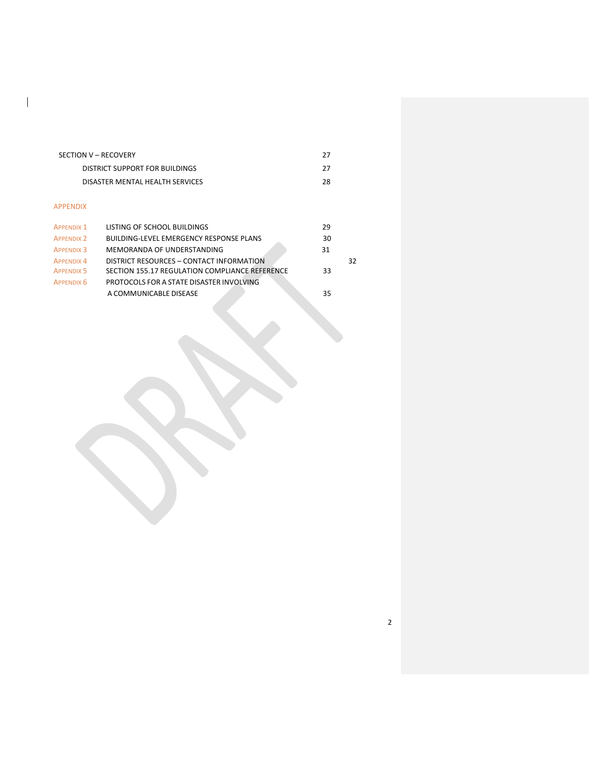SECTION V – RECOVERY 27

DISTRICT SUPPORT FOR BUILDINGS 27

DISASTER MENTAL HEALTH SERVICES 28

APPENDIX

| | | |
|---|---|---|
| APPENDIX 1 | LISTING OF SCHOOL BUILDINGS | 29 |
| APPENDIX 2 | BUILDING-LEVEL EMERGENCY RESPONSE PLANS | 30 |
| APPENDIX 3 | MEMORANDA OF UNDERSTANDING | 31 |
| APPENDIX 4 | DISTRICT RESOURCES – CONTACT INFORMATION | 32 |
| APPENDIX 5 | SECTION 155.17 REGULATION COMPLIANCE REFERENCE | 33 |
| APPENDIX 6 | PROTOCOLS FOR A STATE DISASTER INVOLVING A COMMUNICABLE DISEASE | 35 |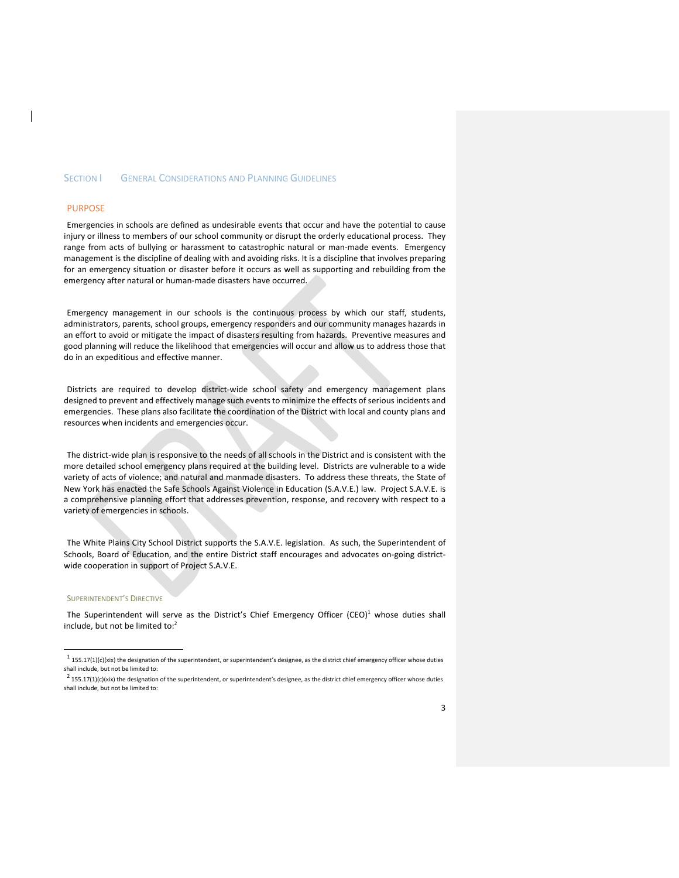# SECTION I GENERAL CONSIDERATIONS AND PLANNING GUIDELINES

## PURPOSE

Emergencies in schools are defined as undesirable events that occur and have the potential to cause injury or illness to members of our school community or disrupt the orderly educational process. They range from acts of bullying or harassment to catastrophic natural or man-made events. Emergency management is the discipline of dealing with and avoiding risks. It is a discipline that involves preparing for an emergency situation or disaster before it occurs as well as supporting and rebuilding from the emergency after natural or human-made disasters have occurred.

Emergency management in our schools is the continuous process by which our staff, students, administrators, parents, school groups, emergency responders and our community manages hazards in an effort to avoid or mitigate the impact of disasters resulting from hazards. Preventive measures and good planning will reduce the likelihood that emergencies will occur and allow us to address those that do in an expeditious and effective manner.

Districts are required to develop district-wide school safety and emergency management plans designed to prevent and effectively manage such events to minimize the effects of serious incidents and emergencies. These plans also facilitate the coordination of the District with local and county plans and resources when incidents and emergencies occur.

The district-wide plan is responsive to the needs of all schools in the District and is consistent with the more detailed school emergency plans required at the building level. Districts are vulnerable to a wide variety of acts of violence; and natural and manmade disasters. To address these threats, the State of New York has enacted the Safe Schools Against Violence in Education (S.A.V.E.) law. Project S.A.V.E. is a comprehensive planning effort that addresses prevention, response, and recovery with respect to a variety of emergencies in schools.

The White Plains City School District supports the S.A.V.E. legislation. As such, the Superintendent of Schools, Board of Education, and the entire District staff encourages and advocates on-going district-wide cooperation in support of Project S.A.V.E.

### SUPERINTENDENT'S DIRECTIVE

The Superintendent will serve as the District's Chief Emergency Officer (CEO)[1] whose duties shall include, but not be limited to:[2]

---

[1] 155.17(1)(c)(xix) the designation of the superintendent, or superintendent's designee, as the district chief emergency officer whose duties shall include, but not be limited to:

[2] 155.17(1)(c)(xix) the designation of the superintendent, or superintendent's designee, as the district chief emergency officer whose duties shall include, but not be limited to: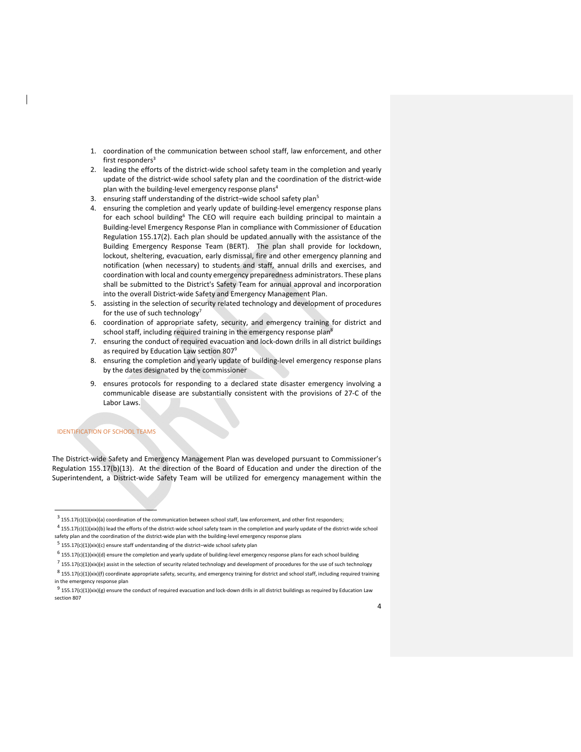1. coordination of the communication between school staff, law enforcement, and other first responders[3]
2. leading the efforts of the district-wide school safety team in the completion and yearly update of the district-wide school safety plan and the coordination of the district-wide plan with the building-level emergency response plans[4]
3. ensuring staff understanding of the district–wide school safety plan[5]
4. ensuring the completion and yearly update of building-level emergency response plans for each school building[6] The CEO will require each building principal to maintain a Building-level Emergency Response Plan in compliance with Commissioner of Education Regulation 155.17(2). Each plan should be updated annually with the assistance of the Building Emergency Response Team (BERT). The plan shall provide for lockdown, lockout, sheltering, evacuation, early dismissal, fire and other emergency planning and notification (when necessary) to students and staff, annual drills and exercises, and coordination with local and county emergency preparedness administrators. These plans shall be submitted to the District's Safety Team for annual approval and incorporation into the overall District-wide Safety and Emergency Management Plan.
5. assisting in the selection of security related technology and development of procedures for the use of such technology[7]
6. coordination of appropriate safety, security, and emergency training for district and school staff, including required training in the emergency response plan[8]
7. ensuring the conduct of required evacuation and lock-down drills in all district buildings as required by Education Law section 807[9]
8. ensuring the completion and yearly update of building-level emergency response plans by the dates designated by the commissioner
9. ensures protocols for responding to a declared state disaster emergency involving a communicable disease are substantially consistent with the provisions of 27-C of the Labor Laws.

## IDENTIFICATION OF SCHOOL TEAMS

The District-wide Safety and Emergency Management Plan was developed pursuant to Commissioner's Regulation 155.17(b)(13). At the direction of the Board of Education and under the direction of the Superintendent, a District-wide Safety Team will be utilized for emergency management within the

---

[3] 155.17(c)(1)(xix)(a) coordination of the communication between school staff, law enforcement, and other first responders;

[4] 155.17(c)(1)(xix)(b) lead the efforts of the district-wide school safety team in the completion and yearly update of the district-wide school safety plan and the coordination of the district-wide plan with the building-level emergency response plans

[5] 155.17(c)(1)(xix)(c) ensure staff understanding of the district–wide school safety plan

[6] 155.17(c)(1)(xix)(d) ensure the completion and yearly update of building-level emergency response plans for each school building

[7] 155.17(c)(1)(xix)(e) assist in the selection of security related technology and development of procedures for the use of such technology

[8] 155.17(c)(1)(xix)(f) coordinate appropriate safety, security, and emergency training for district and school staff, including required training in the emergency response plan

[9] 155.17(c)(1)(xix)(g) ensure the conduct of required evacuation and lock-down drills in all district buildings as required by Education Law section 807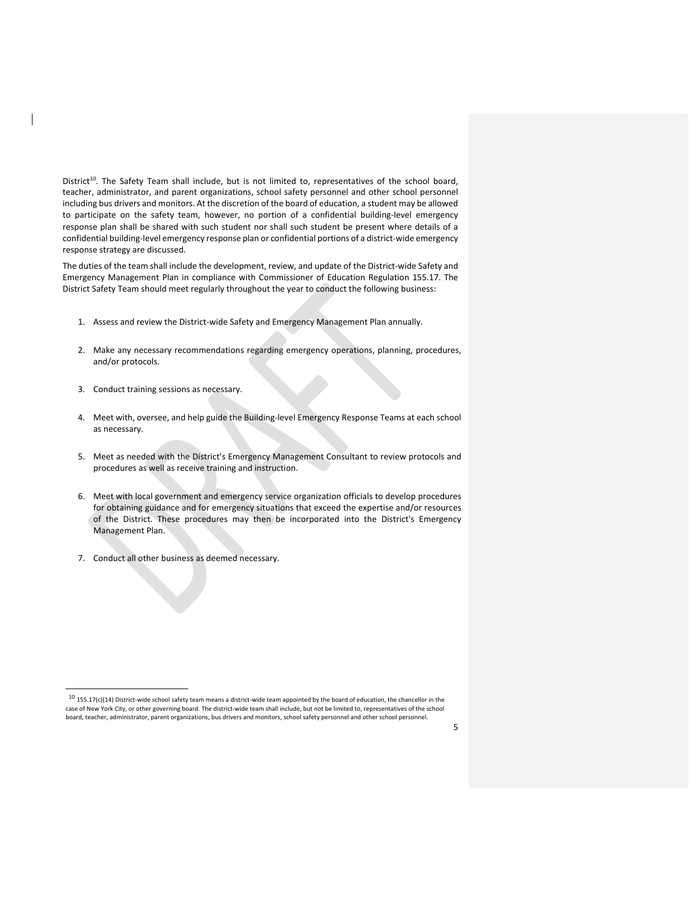District[10]. The Safety Team shall include, but is not limited to, representatives of the school board, teacher, administrator, and parent organizations, school safety personnel and other school personnel including bus drivers and monitors. At the discretion of the board of education, a student may be allowed to participate on the safety team, however, no portion of a confidential building-level emergency response plan shall be shared with such student nor shall such student be present where details of a confidential building-level emergency response plan or confidential portions of a district-wide emergency response strategy are discussed.

The duties of the team shall include the development, review, and update of the District-wide Safety and Emergency Management Plan in compliance with Commissioner of Education Regulation 155.17. The District Safety Team should meet regularly throughout the year to conduct the following business:

1. Assess and review the District-wide Safety and Emergency Management Plan annually.

2. Make any necessary recommendations regarding emergency operations, planning, procedures, and/or protocols.

3. Conduct training sessions as necessary.

4. Meet with, oversee, and help guide the Building-level Emergency Response Teams at each school as necessary.

5. Meet as needed with the District's Emergency Management Consultant to review protocols and procedures as well as receive training and instruction.

6. Meet with local government and emergency service organization officials to develop procedures for obtaining guidance and for emergency situations that exceed the expertise and/or resources of the District. These procedures may then be incorporated into the District's Emergency Management Plan.

7. Conduct all other business as deemed necessary.

[10] 155.17(c)(14) District-wide school safety team means a district-wide team appointed by the board of education, the chancellor in the case of New York City, or other governing board. The district-wide team shall include, but not be limited to, representatives of the school board, teacher, administrator, parent organizations, bus drivers and monitors, school safety personnel and other school personnel.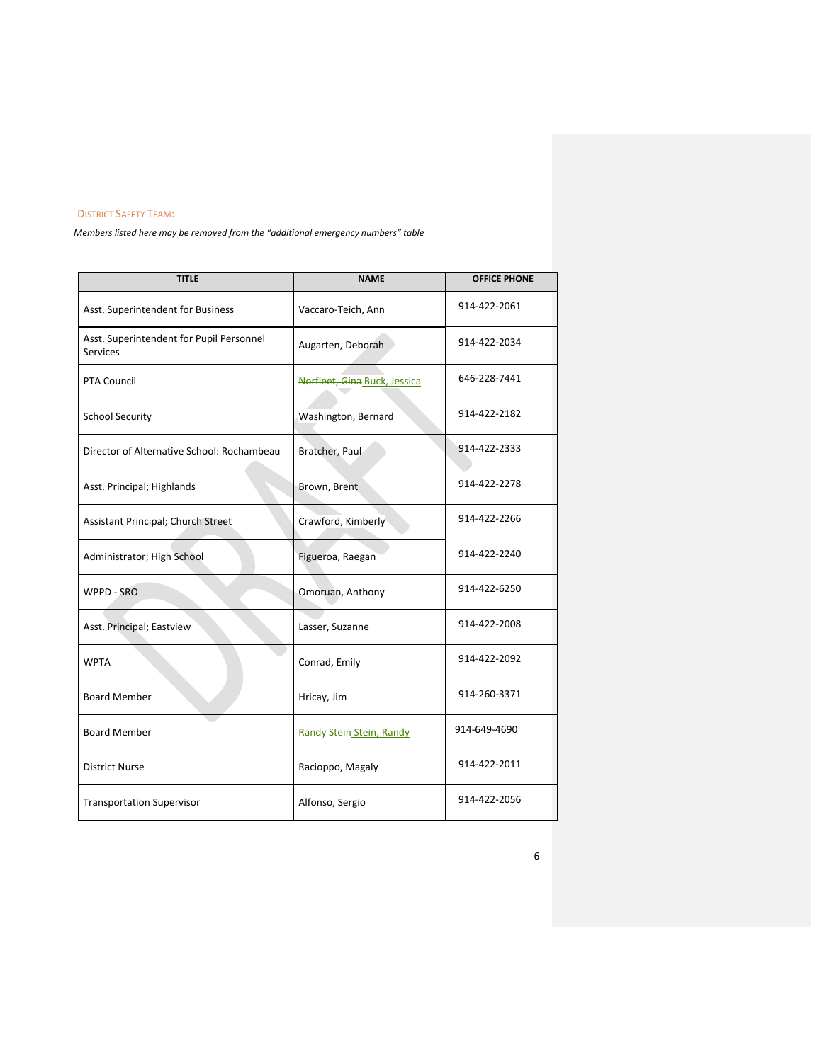## District Safety Team:

*Members listed here may be removed from the "additional emergency numbers" table*

| TITLE | NAME | OFFICE PHONE |
|---|---|---|
| Asst. Superintendent for Business | Vaccaro-Teich, Ann | 914-422-2061 |
| Asst. Superintendent for Pupil Personnel Services | Augarten, Deborah | 914-422-2034 |
| PTA Council | ~~Norfleet, Gina~~ Buck, Jessica | 646-228-7441 |
| School Security | Washington, Bernard | 914-422-2182 |
| Director of Alternative School: Rochambeau | Bratcher, Paul | 914-422-2333 |
| Asst. Principal; Highlands | Brown, Brent | 914-422-2278 |
| Assistant Principal; Church Street | Crawford, Kimberly | 914-422-2266 |
| Administrator; High School | Figueroa, Raegan | 914-422-2240 |
| WPPD - SRO | Omoruan, Anthony | 914-422-6250 |
| Asst. Principal; Eastview | Lasser, Suzanne | 914-422-2008 |
| WPTA | Conrad, Emily | 914-422-2092 |
| Board Member | Hricay, Jim | 914-260-3371 |
| Board Member | ~~Randy Stein~~ Stein, Randy | 914-649-4690 |
| District Nurse | Racioppo, Magaly | 914-422-2011 |
| Transportation Supervisor | Alfonso, Sergio | 914-422-2056 |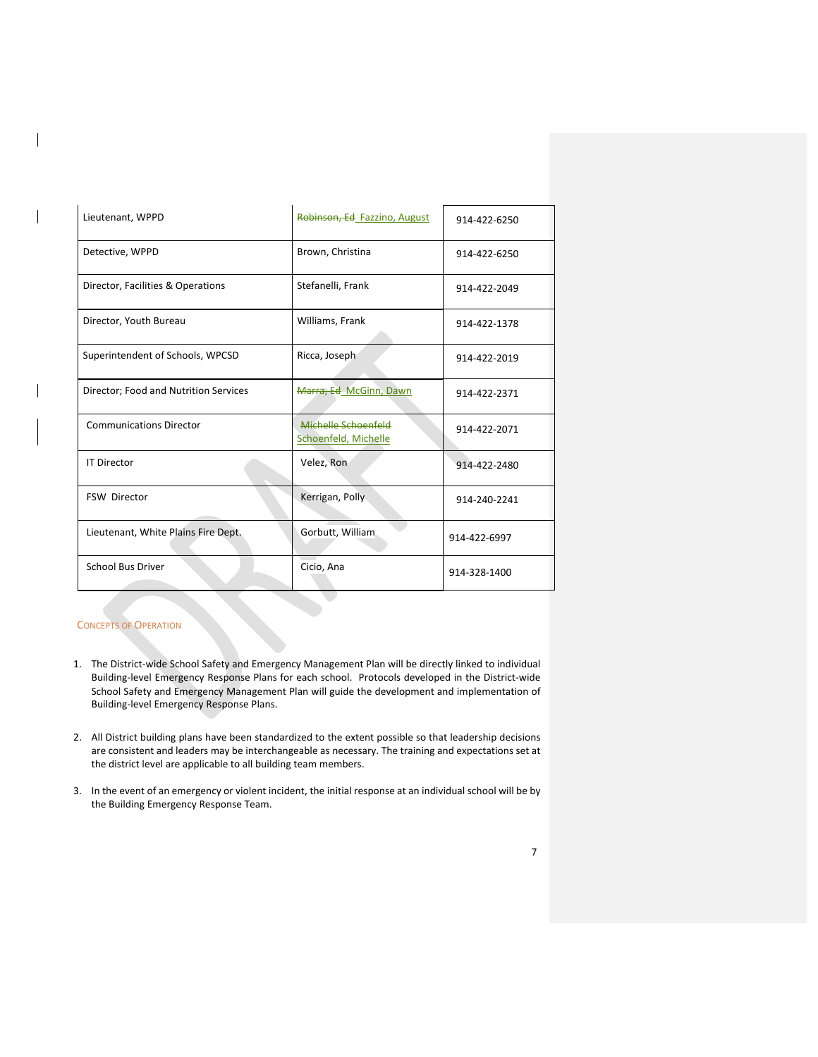| Lieutenant, WPPD | ~~Robinson, Ed~~ Fazzino, August | 914-422-6250 |
|---|---|---|
| Detective, WPPD | Brown, Christina | 914-422-6250 |
| Director, Facilities & Operations | Stefanelli, Frank | 914-422-2049 |
| Director, Youth Bureau | Williams, Frank | 914-422-1378 |
| Superintendent of Schools, WPCSD | Ricca, Joseph | 914-422-2019 |
| Director; Food and Nutrition Services | ~~Marra, Ed~~ McGinn, Dawn | 914-422-2371 |
| Communications Director | ~~Michelle Schoenfeld~~ Schoenfeld, Michelle | 914-422-2071 |
| IT Director | Velez, Ron | 914-422-2480 |
| FSW Director | Kerrigan, Polly | 914-240-2241 |
| Lieutenant, White Plains Fire Dept. | Gorbutt, William | 914-422-6997 |
| School Bus Driver | Cicio, Ana | 914-328-1400 |

## Concepts of Operation

1. The District-wide School Safety and Emergency Management Plan will be directly linked to individual Building-level Emergency Response Plans for each school. Protocols developed in the District-wide School Safety and Emergency Management Plan will guide the development and implementation of Building-level Emergency Response Plans.

2. All District building plans have been standardized to the extent possible so that leadership decisions are consistent and leaders may be interchangeable as necessary. The training and expectations set at the district level are applicable to all building team members.

3. In the event of an emergency or violent incident, the initial response at an individual school will be by the Building Emergency Response Team.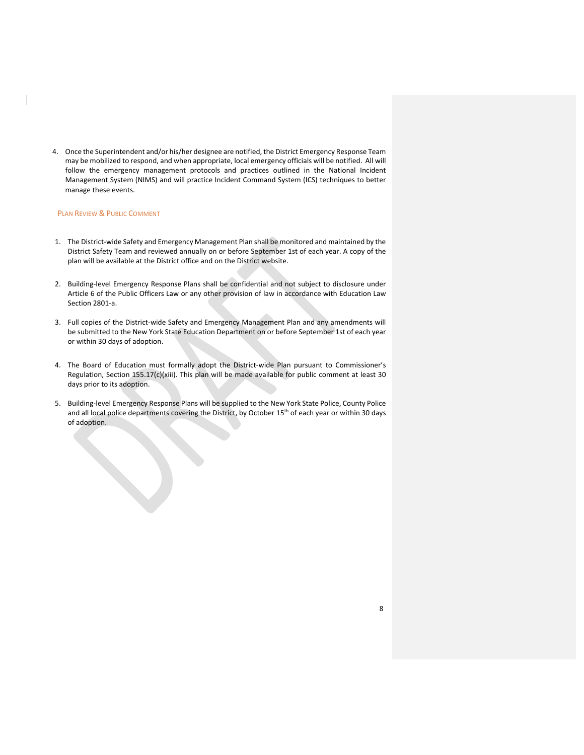4. Once the Superintendent and/or his/her designee are notified, the District Emergency Response Team may be mobilized to respond, and when appropriate, local emergency officials will be notified. All will follow the emergency management protocols and practices outlined in the National Incident Management System (NIMS) and will practice Incident Command System (ICS) techniques to better manage these events.

## Plan Review & Public Comment

1. The District-wide Safety and Emergency Management Plan shall be monitored and maintained by the District Safety Team and reviewed annually on or before September 1st of each year. A copy of the plan will be available at the District office and on the District website.

2. Building-level Emergency Response Plans shall be confidential and not subject to disclosure under Article 6 of the Public Officers Law or any other provision of law in accordance with Education Law Section 2801-a.

3. Full copies of the District-wide Safety and Emergency Management Plan and any amendments will be submitted to the New York State Education Department on or before September 1st of each year or within 30 days of adoption.

4. The Board of Education must formally adopt the District-wide Plan pursuant to Commissioner's Regulation, Section 155.17(c)(xiii). This plan will be made available for public comment at least 30 days prior to its adoption.

5. Building-level Emergency Response Plans will be supplied to the New York State Police, County Police and all local police departments covering the District, by October 15th of each year or within 30 days of adoption.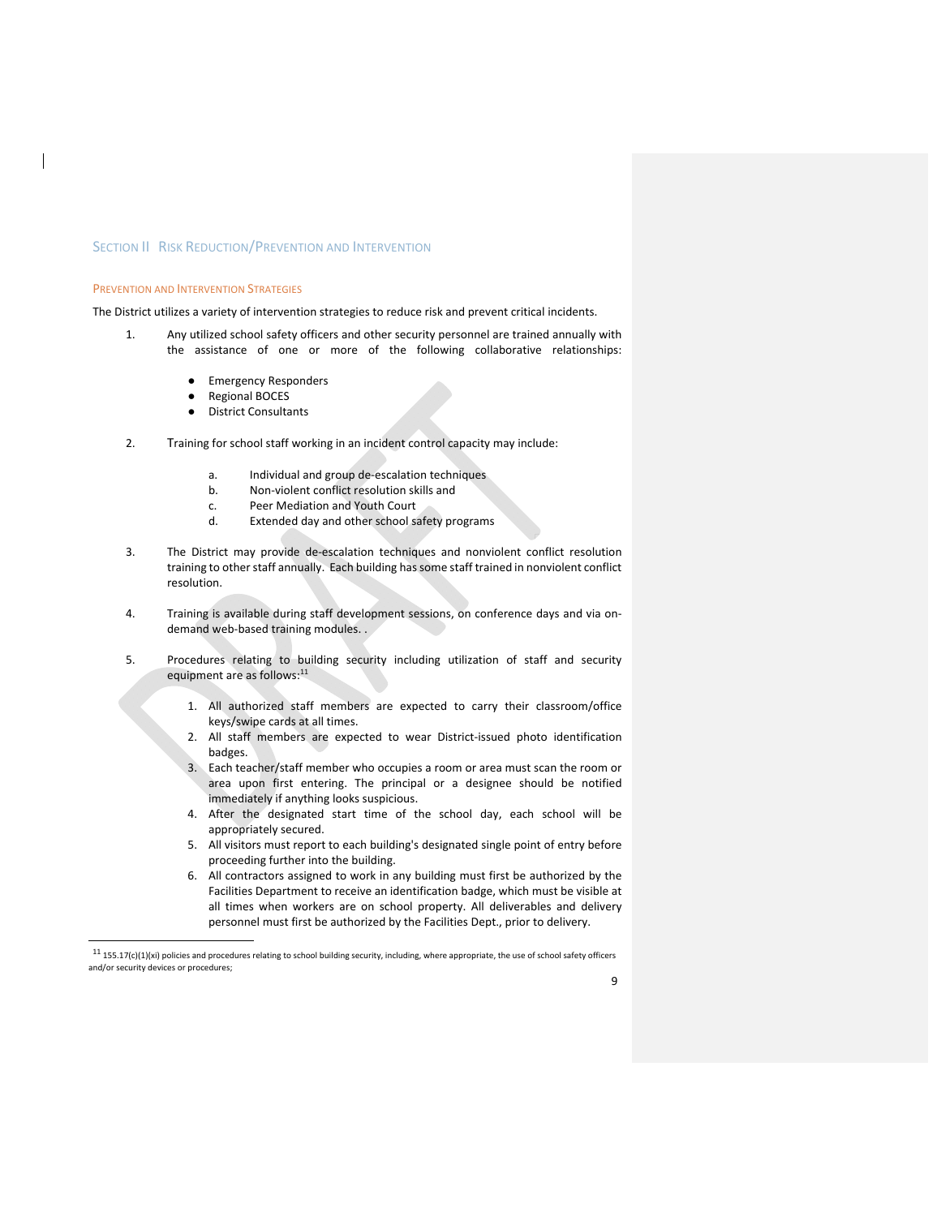## Section II Risk Reduction/Prevention and Intervention

### Prevention and Intervention Strategies

The District utilizes a variety of intervention strategies to reduce risk and prevent critical incidents.

1. Any utilized school safety officers and other security personnel are trained annually with the assistance of one or more of the following collaborative relationships:

    - Emergency Responders
    - Regional BOCES
    - District Consultants

2. Training for school staff working in an incident control capacity may include:

    a. Individual and group de-escalation techniques
    b. Non-violent conflict resolution skills and
    c. Peer Mediation and Youth Court
    d. Extended day and other school safety programs

3. The District may provide de-escalation techniques and nonviolent conflict resolution training to other staff annually. Each building has some staff trained in nonviolent conflict resolution.

4. Training is available during staff development sessions, on conference days and via on-demand web-based training modules. .

5. Procedures relating to building security including utilization of staff and security equipment are as follows:[11]

    1. All authorized staff members are expected to carry their classroom/office keys/swipe cards at all times.
    2. All staff members are expected to wear District-issued photo identification badges.
    3. Each teacher/staff member who occupies a room or area must scan the room or area upon first entering. The principal or a designee should be notified immediately if anything looks suspicious.
    4. After the designated start time of the school day, each school will be appropriately secured.
    5. All visitors must report to each building's designated single point of entry before proceeding further into the building.
    6. All contractors assigned to work in any building must first be authorized by the Facilities Department to receive an identification badge, which must be visible at all times when workers are on school property. All deliverables and delivery personnel must first be authorized by the Facilities Dept., prior to delivery.

---

[11] 155.17(c)(1)(xi) policies and procedures relating to school building security, including, where appropriate, the use of school safety officers and/or security devices or procedures;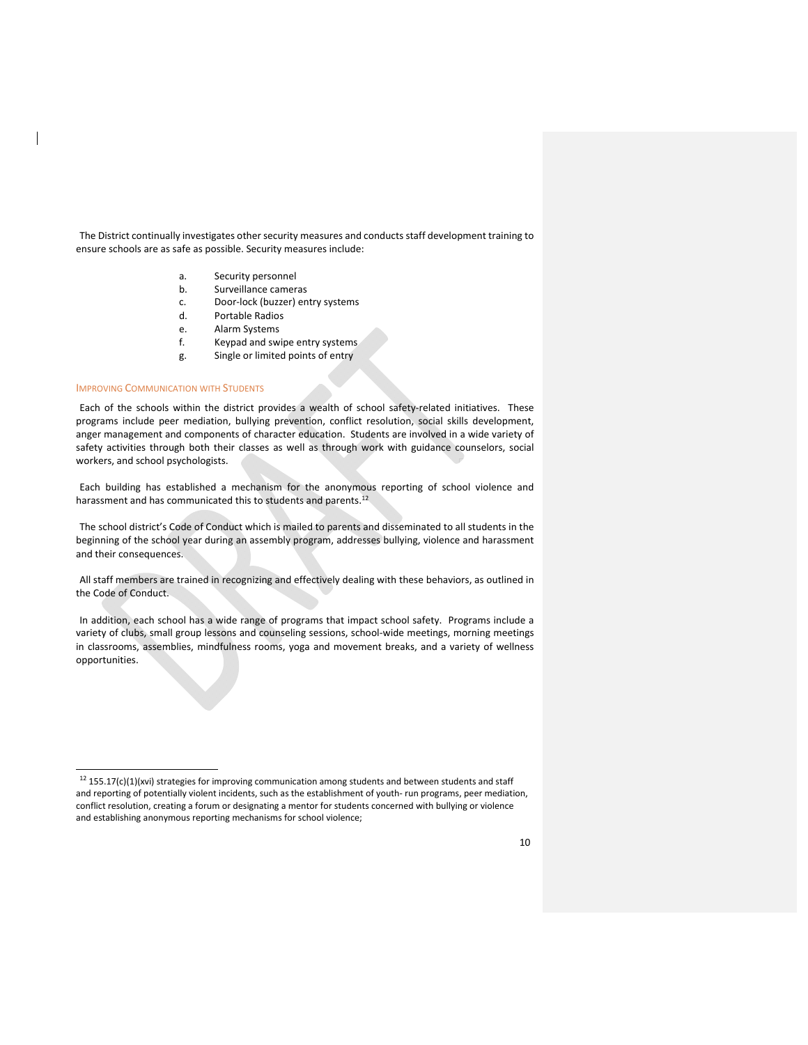The District continually investigates other security measures and conducts staff development training to ensure schools are as safe as possible. Security measures include:

a. Security personnel
b. Surveillance cameras
c. Door-lock (buzzer) entry systems
d. Portable Radios
e. Alarm Systems
f. Keypad and swipe entry systems
g. Single or limited points of entry

### IMPROVING COMMUNICATION WITH STUDENTS

Each of the schools within the district provides a wealth of school safety-related initiatives. These programs include peer mediation, bullying prevention, conflict resolution, social skills development, anger management and components of character education. Students are involved in a wide variety of safety activities through both their classes as well as through work with guidance counselors, social workers, and school psychologists.

Each building has established a mechanism for the anonymous reporting of school violence and harassment and has communicated this to students and parents.[12]

The school district's Code of Conduct which is mailed to parents and disseminated to all students in the beginning of the school year during an assembly program, addresses bullying, violence and harassment and their consequences.

All staff members are trained in recognizing and effectively dealing with these behaviors, as outlined in the Code of Conduct.

In addition, each school has a wide range of programs that impact school safety. Programs include a variety of clubs, small group lessons and counseling sessions, school-wide meetings, morning meetings in classrooms, assemblies, mindfulness rooms, yoga and movement breaks, and a variety of wellness opportunities.

---

[12] 155.17(c)(1)(xvi) strategies for improving communication among students and between students and staff and reporting of potentially violent incidents, such as the establishment of youth- run programs, peer mediation, conflict resolution, creating a forum or designating a mentor for students concerned with bullying or violence and establishing anonymous reporting mechanisms for school violence;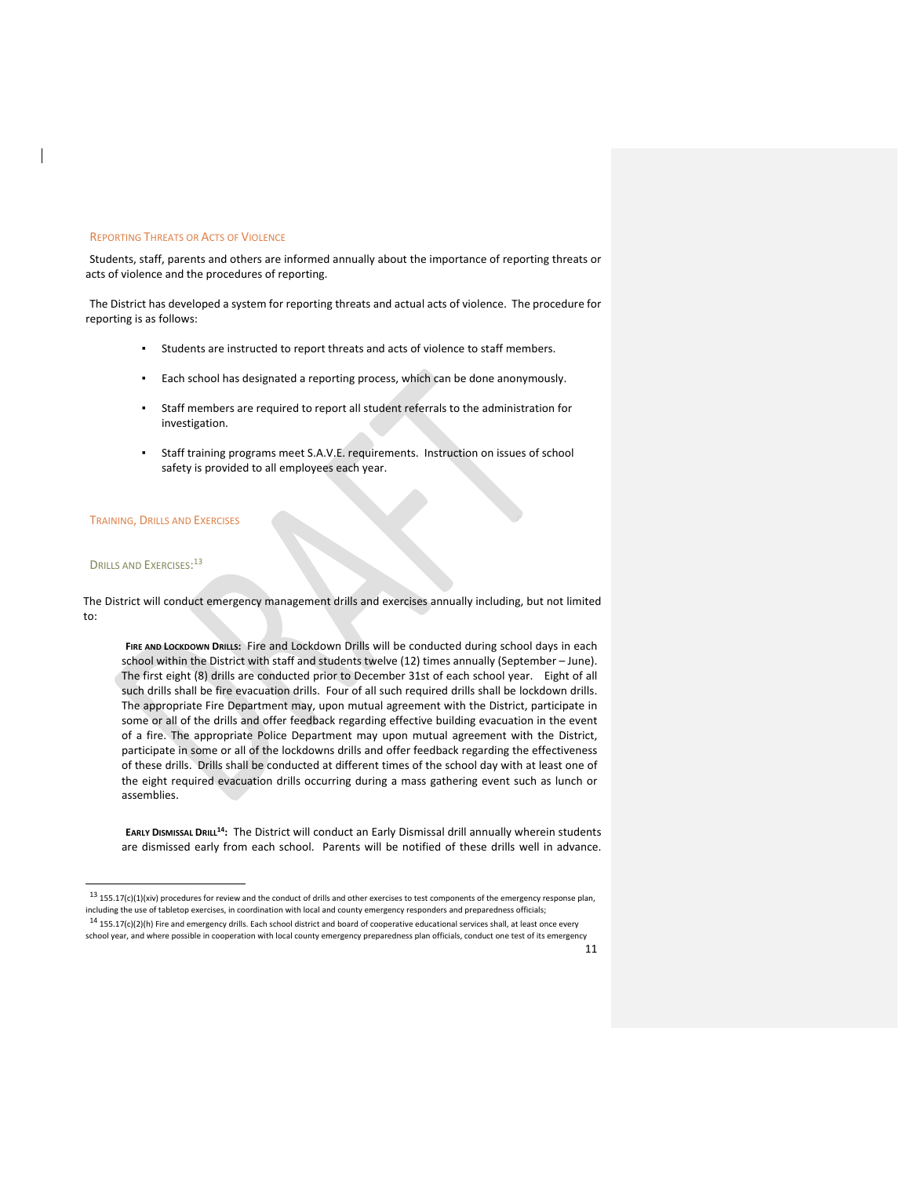## Reporting Threats or Acts of Violence

Students, staff, parents and others are informed annually about the importance of reporting threats or acts of violence and the procedures of reporting.

The District has developed a system for reporting threats and actual acts of violence. The procedure for reporting is as follows:

- Students are instructed to report threats and acts of violence to staff members.
- Each school has designated a reporting process, which can be done anonymously.
- Staff members are required to report all student referrals to the administration for investigation.
- Staff training programs meet S.A.V.E. requirements. Instruction on issues of school safety is provided to all employees each year.

## Training, Drills and Exercises

### Drills and Exercises:[13]

The District will conduct emergency management drills and exercises annually including, but not limited to:

**Fire and Lockdown Drills:** Fire and Lockdown Drills will be conducted during school days in each school within the District with staff and students twelve (12) times annually (September – June). The first eight (8) drills are conducted prior to December 31st of each school year. Eight of all such drills shall be fire evacuation drills. Four of all such required drills shall be lockdown drills. The appropriate Fire Department may, upon mutual agreement with the District, participate in some or all of the drills and offer feedback regarding effective building evacuation in the event of a fire. The appropriate Police Department may upon mutual agreement with the District, participate in some or all of the lockdowns drills and offer feedback regarding the effectiveness of these drills. Drills shall be conducted at different times of the school day with at least one of the eight required evacuation drills occurring during a mass gathering event such as lunch or assemblies.

**Early Dismissal Drill[14]:** The District will conduct an Early Dismissal drill annually wherein students are dismissed early from each school. Parents will be notified of these drills well in advance.

---

[13] 155.17(c)(1)(xiv) procedures for review and the conduct of drills and other exercises to test components of the emergency response plan, including the use of tabletop exercises, in coordination with local and county emergency responders and preparedness officials;

[14] 155.17(c)(2)(h) Fire and emergency drills. Each school district and board of cooperative educational services shall, at least once every school year, and where possible in cooperation with local county emergency preparedness plan officials, conduct one test of its emergency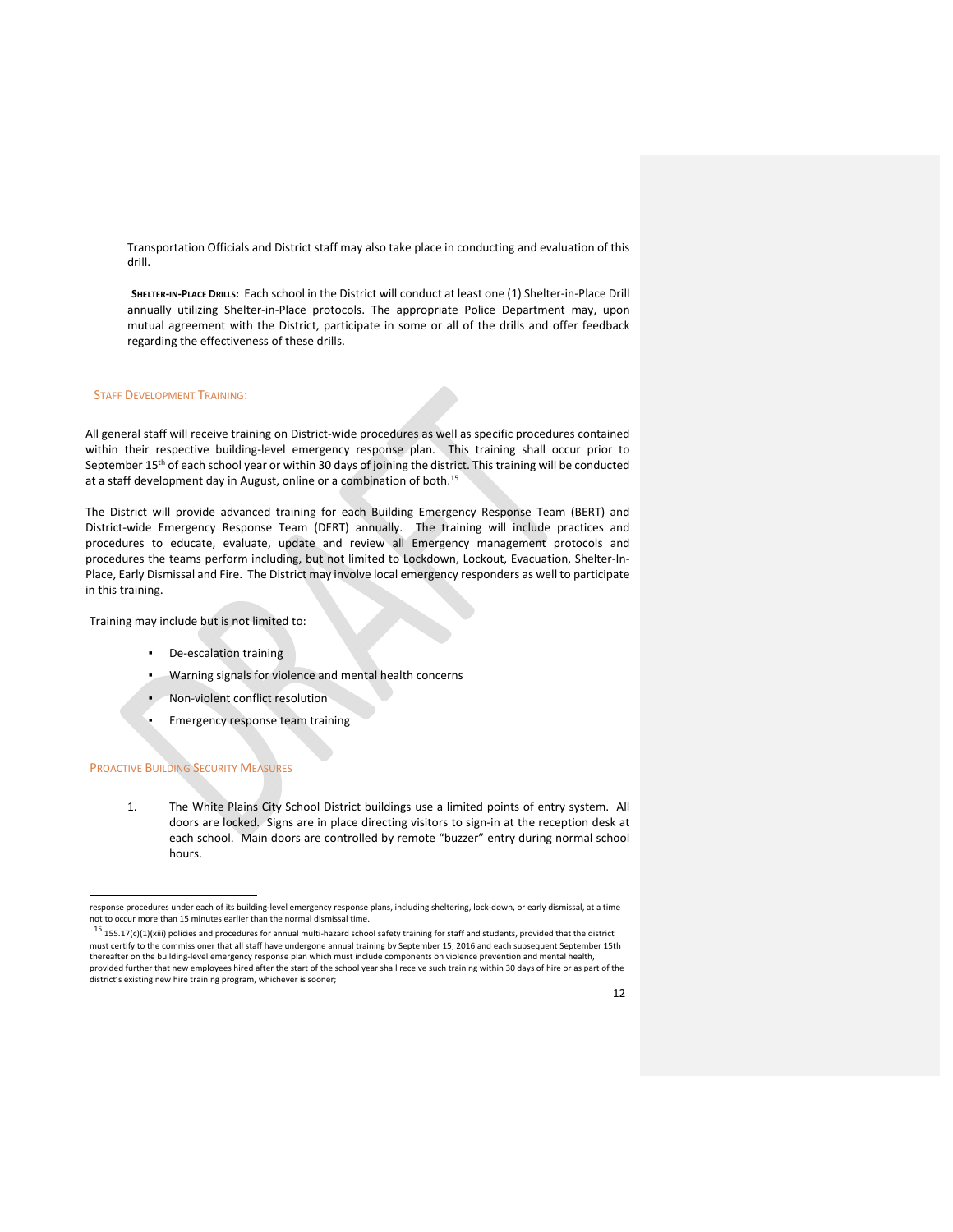Transportation Officials and District staff may also take place in conducting and evaluation of this drill.

**Shelter-in-Place Drills:** Each school in the District will conduct at least one (1) Shelter-in-Place Drill annually utilizing Shelter-in-Place protocols. The appropriate Police Department may, upon mutual agreement with the District, participate in some or all of the drills and offer feedback regarding the effectiveness of these drills.

### Staff Development Training:

All general staff will receive training on District-wide procedures as well as specific procedures contained within their respective building-level emergency response plan. This training shall occur prior to September 15th of each school year or within 30 days of joining the district. This training will be conducted at a staff development day in August, online or a combination of both.[15]

The District will provide advanced training for each Building Emergency Response Team (BERT) and District-wide Emergency Response Team (DERT) annually. The training will include practices and procedures to educate, evaluate, update and review all Emergency management protocols and procedures the teams perform including, but not limited to Lockdown, Lockout, Evacuation, Shelter-In-Place, Early Dismissal and Fire. The District may involve local emergency responders as well to participate in this training.

Training may include but is not limited to:

- De-escalation training
- Warning signals for violence and mental health concerns
- Non-violent conflict resolution
- Emergency response team training

### Proactive Building Security Measures

1. The White Plains City School District buildings use a limited points of entry system. All doors are locked. Signs are in place directing visitors to sign-in at the reception desk at each school. Main doors are controlled by remote "buzzer" entry during normal school hours.

---

response procedures under each of its building-level emergency response plans, including sheltering, lock-down, or early dismissal, at a time not to occur more than 15 minutes earlier than the normal dismissal time.

[15] 155.17(c)(1)(xiii) policies and procedures for annual multi-hazard school safety training for staff and students, provided that the district must certify to the commissioner that all staff have undergone annual training by September 15, 2016 and each subsequent September 15th thereafter on the building-level emergency response plan which must include components on violence prevention and mental health, provided further that new employees hired after the start of the school year shall receive such training within 30 days of hire or as part of the district's existing new hire training program, whichever is sooner;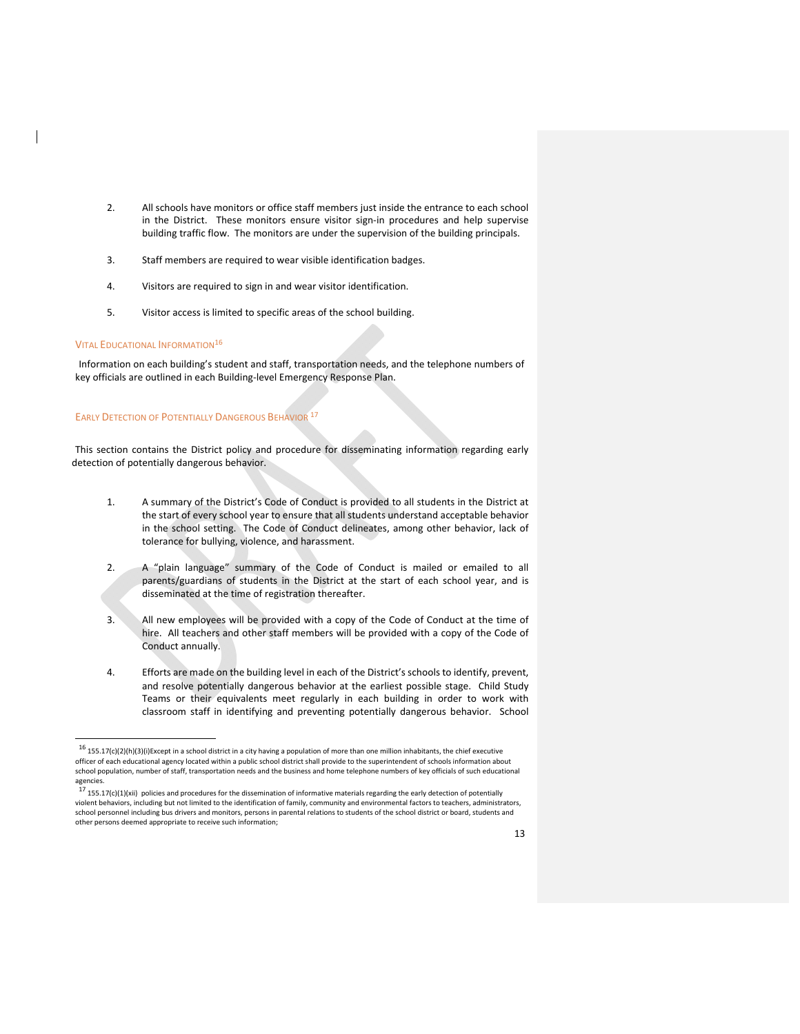2. All schools have monitors or office staff members just inside the entrance to each school in the District. These monitors ensure visitor sign-in procedures and help supervise building traffic flow. The monitors are under the supervision of the building principals.

3. Staff members are required to wear visible identification badges.

4. Visitors are required to sign in and wear visitor identification.

5. Visitor access is limited to specific areas of the school building.

### Vital Educational Information[16]

Information on each building's student and staff, transportation needs, and the telephone numbers of key officials are outlined in each Building-level Emergency Response Plan.

### Early Detection of Potentially Dangerous Behavior[17]

This section contains the District policy and procedure for disseminating information regarding early detection of potentially dangerous behavior.

1. A summary of the District's Code of Conduct is provided to all students in the District at the start of every school year to ensure that all students understand acceptable behavior in the school setting. The Code of Conduct delineates, among other behavior, lack of tolerance for bullying, violence, and harassment.

2. A "plain language" summary of the Code of Conduct is mailed or emailed to all parents/guardians of students in the District at the start of each school year, and is disseminated at the time of registration thereafter.

3. All new employees will be provided with a copy of the Code of Conduct at the time of hire. All teachers and other staff members will be provided with a copy of the Code of Conduct annually.

4. Efforts are made on the building level in each of the District's schools to identify, prevent, and resolve potentially dangerous behavior at the earliest possible stage. Child Study Teams or their equivalents meet regularly in each building in order to work with classroom staff in identifying and preventing potentially dangerous behavior. School

---

[16] 155.17(c)(2)(h)(3)(i)Except in a school district in a city having a population of more than one million inhabitants, the chief executive officer of each educational agency located within a public school district shall provide to the superintendent of schools information about school population, number of staff, transportation needs and the business and home telephone numbers of key officials of such educational agencies.

[17] 155.17(c)(1)(xii) policies and procedures for the dissemination of informative materials regarding the early detection of potentially violent behaviors, including but not limited to the identification of family, community and environmental factors to teachers, administrators, school personnel including bus drivers and monitors, persons in parental relations to students of the school district or board, students and other persons deemed appropriate to receive such information;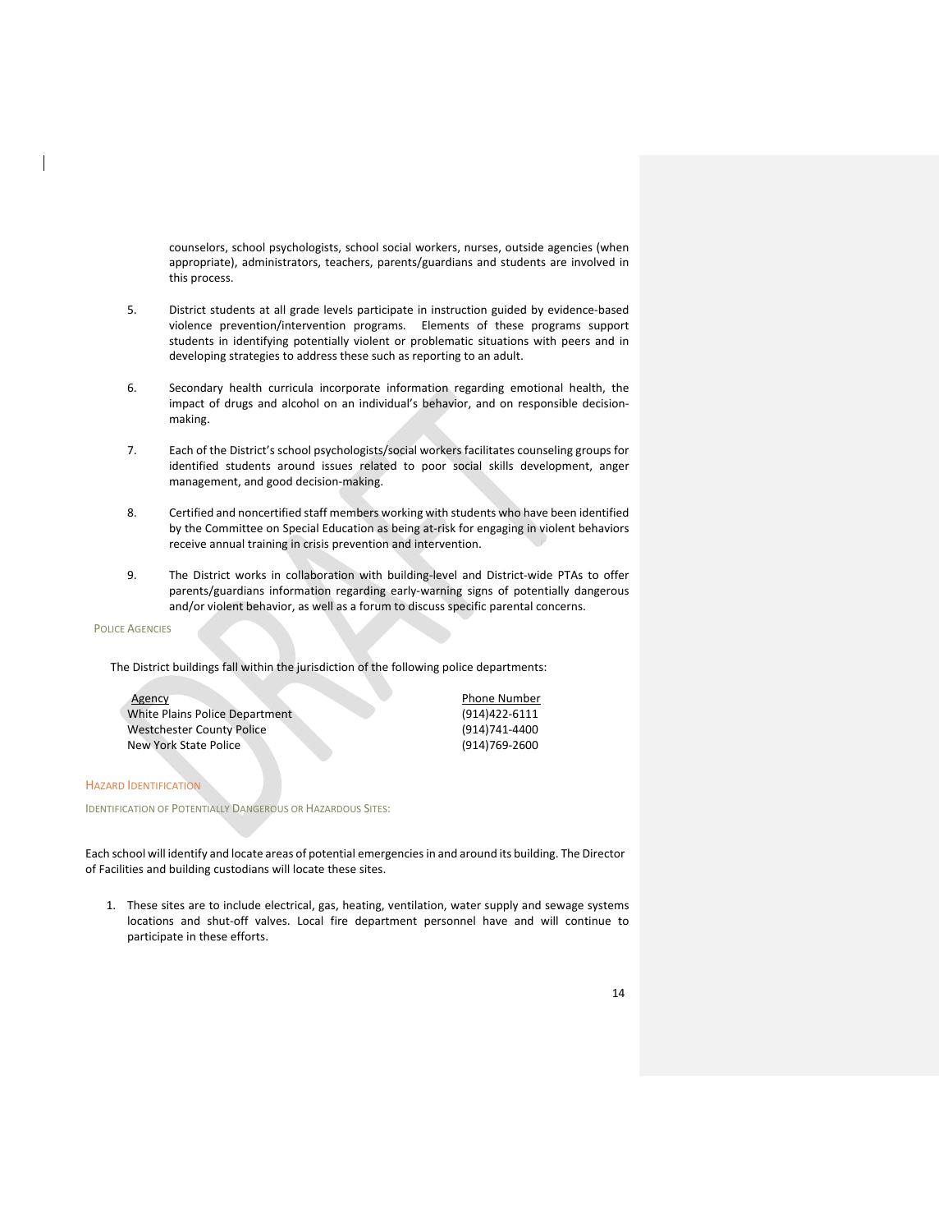counselors, school psychologists, school social workers, nurses, outside agencies (when appropriate), administrators, teachers, parents/guardians and students are involved in this process.

5. District students at all grade levels participate in instruction guided by evidence-based violence prevention/intervention programs. Elements of these programs support students in identifying potentially violent or problematic situations with peers and in developing strategies to address these such as reporting to an adult.

6. Secondary health curricula incorporate information regarding emotional health, the impact of drugs and alcohol on an individual's behavior, and on responsible decision-making.

7. Each of the District's school psychologists/social workers facilitates counseling groups for identified students around issues related to poor social skills development, anger management, and good decision-making.

8. Certified and noncertified staff members working with students who have been identified by the Committee on Special Education as being at-risk for engaging in violent behaviors receive annual training in crisis prevention and intervention.

9. The District works in collaboration with building-level and District-wide PTAs to offer parents/guardians information regarding early-warning signs of potentially dangerous and/or violent behavior, as well as a forum to discuss specific parental concerns.

#### Police Agencies

The District buildings fall within the jurisdiction of the following police departments:

| Agency | Phone Number |
| --- | --- |
| White Plains Police Department | (914)422-6111 |
| Westchester County Police | (914)741-4400 |
| New York State Police | (914)769-2600 |

## Hazard Identification

### Identification of Potentially Dangerous or Hazardous Sites:

Each school will identify and locate areas of potential emergencies in and around its building. The Director of Facilities and building custodians will locate these sites.

1. These sites are to include electrical, gas, heating, ventilation, water supply and sewage systems locations and shut-off valves. Local fire department personnel have and will continue to participate in these efforts.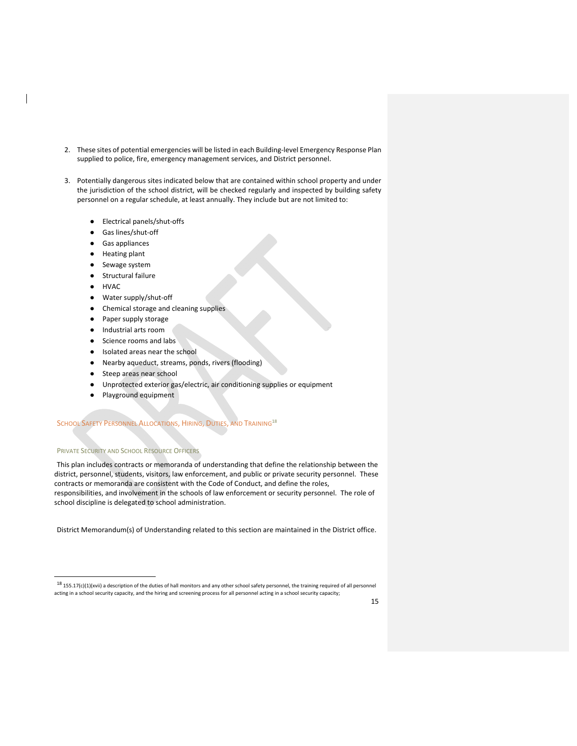2. These sites of potential emergencies will be listed in each Building-level Emergency Response Plan supplied to police, fire, emergency management services, and District personnel.

3. Potentially dangerous sites indicated below that are contained within school property and under the jurisdiction of the school district, will be checked regularly and inspected by building safety personnel on a regular schedule, at least annually. They include but are not limited to:

    - Electrical panels/shut-offs
    - Gas lines/shut-off
    - Gas appliances
    - Heating plant
    - Sewage system
    - Structural failure
    - HVAC
    - Water supply/shut-off
    - Chemical storage and cleaning supplies
    - Paper supply storage
    - Industrial arts room
    - Science rooms and labs
    - Isolated areas near the school
    - Nearby aqueduct, streams, ponds, rivers (flooding)
    - Steep areas near school
    - Unprotected exterior gas/electric, air conditioning supplies or equipment
    - Playground equipment

## School Safety Personnel Allocations, Hiring, Duties, and Training[18]

### Private Security and School Resource Officers

This plan includes contracts or memoranda of understanding that define the relationship between the district, personnel, students, visitors, law enforcement, and public or private security personnel. These contracts or memoranda are consistent with the Code of Conduct, and define the roles, responsibilities, and involvement in the schools of law enforcement or security personnel. The role of school discipline is delegated to school administration.

District Memorandum(s) of Understanding related to this section are maintained in the District office.

[18] 155.17(c)(1)(xvii) a description of the duties of hall monitors and any other school safety personnel, the training required of all personnel acting in a school security capacity, and the hiring and screening process for all personnel acting in a school security capacity;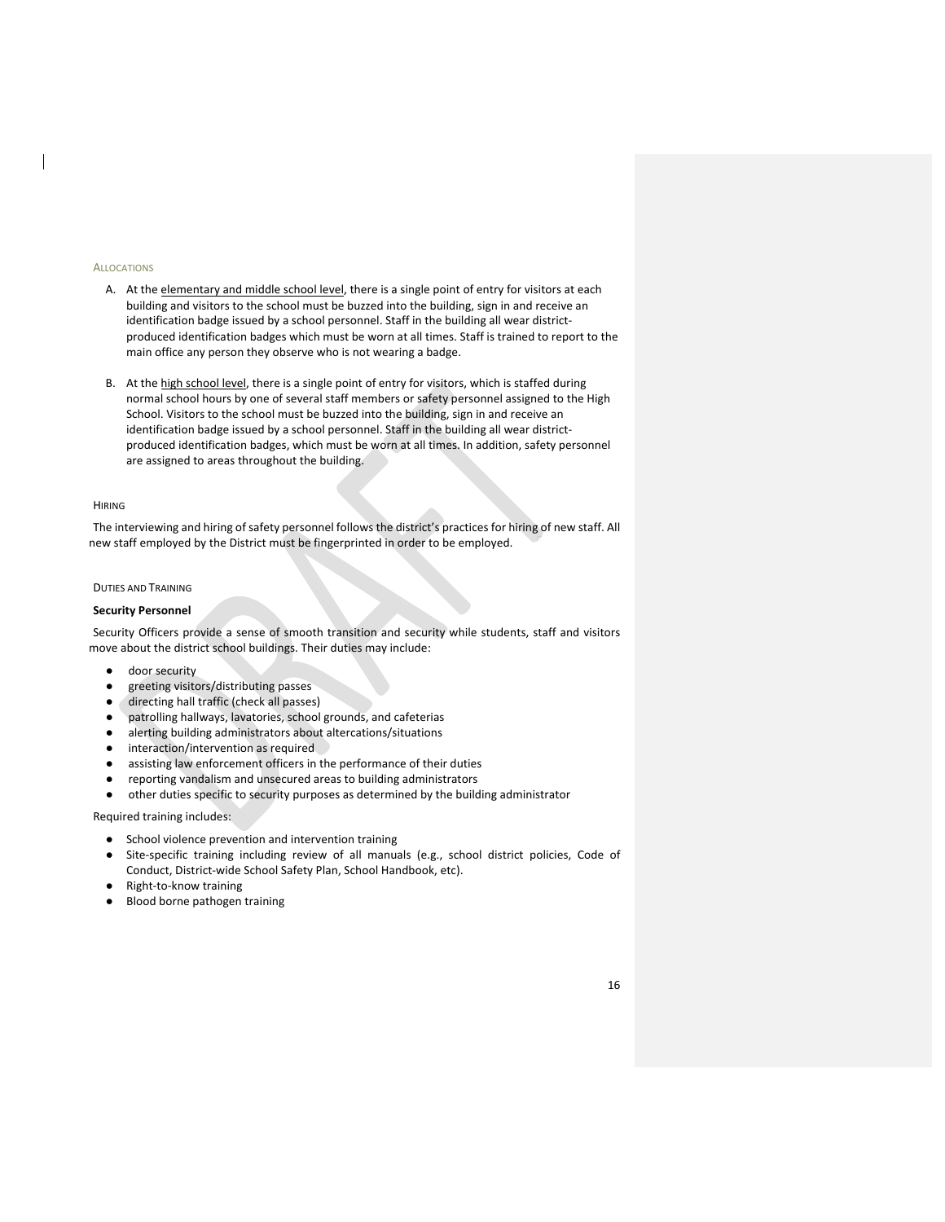### Allocations

A. At the elementary and middle school level, there is a single point of entry for visitors at each building and visitors to the school must be buzzed into the building, sign in and receive an identification badge issued by a school personnel. Staff in the building all wear district-produced identification badges which must be worn at all times. Staff is trained to report to the main office any person they observe who is not wearing a badge.

B. At the high school level, there is a single point of entry for visitors, which is staffed during normal school hours by one of several staff members or safety personnel assigned to the High School. Visitors to the school must be buzzed into the building, sign in and receive an identification badge issued by a school personnel. Staff in the building all wear district-produced identification badges, which must be worn at all times. In addition, safety personnel are assigned to areas throughout the building.

### Hiring

The interviewing and hiring of safety personnel follows the district's practices for hiring of new staff. All new staff employed by the District must be fingerprinted in order to be employed.

### Duties and Training

**Security Personnel**

Security Officers provide a sense of smooth transition and security while students, staff and visitors move about the district school buildings. Their duties may include:

- door security
- greeting visitors/distributing passes
- directing hall traffic (check all passes)
- patrolling hallways, lavatories, school grounds, and cafeterias
- alerting building administrators about altercations/situations
- interaction/intervention as required
- assisting law enforcement officers in the performance of their duties
- reporting vandalism and unsecured areas to building administrators
- other duties specific to security purposes as determined by the building administrator

Required training includes:

- School violence prevention and intervention training
- Site-specific training including review of all manuals (e.g., school district policies, Code of Conduct, District-wide School Safety Plan, School Handbook, etc).
- Right-to-know training
- Blood borne pathogen training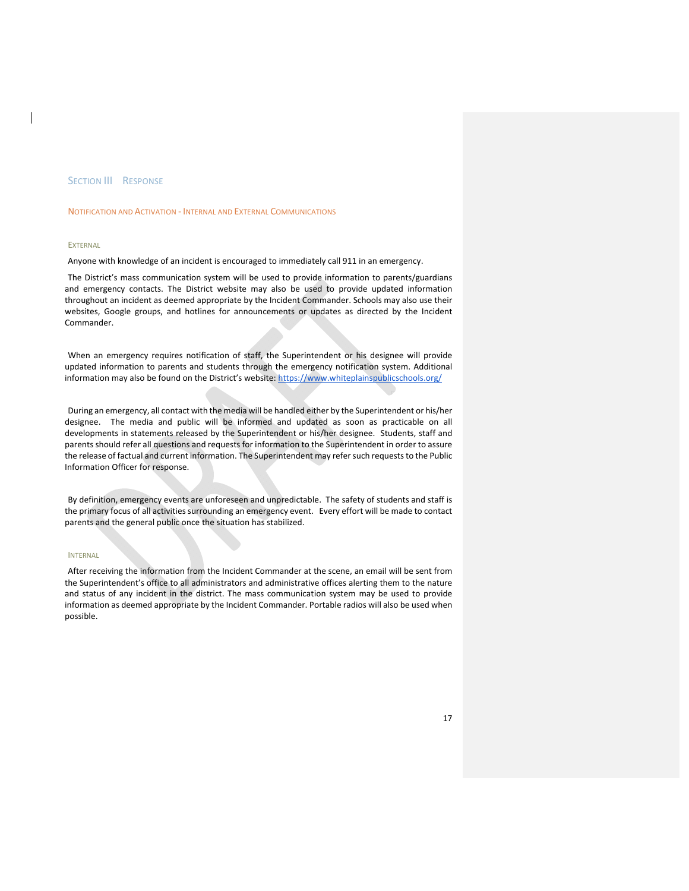# Section III Response

## Notification and Activation - Internal and External Communications

### External

Anyone with knowledge of an incident is encouraged to immediately call 911 in an emergency.

The District's mass communication system will be used to provide information to parents/guardians and emergency contacts. The District website may also be used to provide updated information throughout an incident as deemed appropriate by the Incident Commander. Schools may also use their websites, Google groups, and hotlines for announcements or updates as directed by the Incident Commander.

When an emergency requires notification of staff, the Superintendent or his designee will provide updated information to parents and students through the emergency notification system. Additional information may also be found on the District's website: https://www.whiteplainspublicschools.org/

During an emergency, all contact with the media will be handled either by the Superintendent or his/her designee. The media and public will be informed and updated as soon as practicable on all developments in statements released by the Superintendent or his/her designee. Students, staff and parents should refer all questions and requests for information to the Superintendent in order to assure the release of factual and current information. The Superintendent may refer such requests to the Public Information Officer for response.

By definition, emergency events are unforeseen and unpredictable. The safety of students and staff is the primary focus of all activities surrounding an emergency event. Every effort will be made to contact parents and the general public once the situation has stabilized.

### Internal

After receiving the information from the Incident Commander at the scene, an email will be sent from the Superintendent's office to all administrators and administrative offices alerting them to the nature and status of any incident in the district. The mass communication system may be used to provide information as deemed appropriate by the Incident Commander. Portable radios will also be used when possible.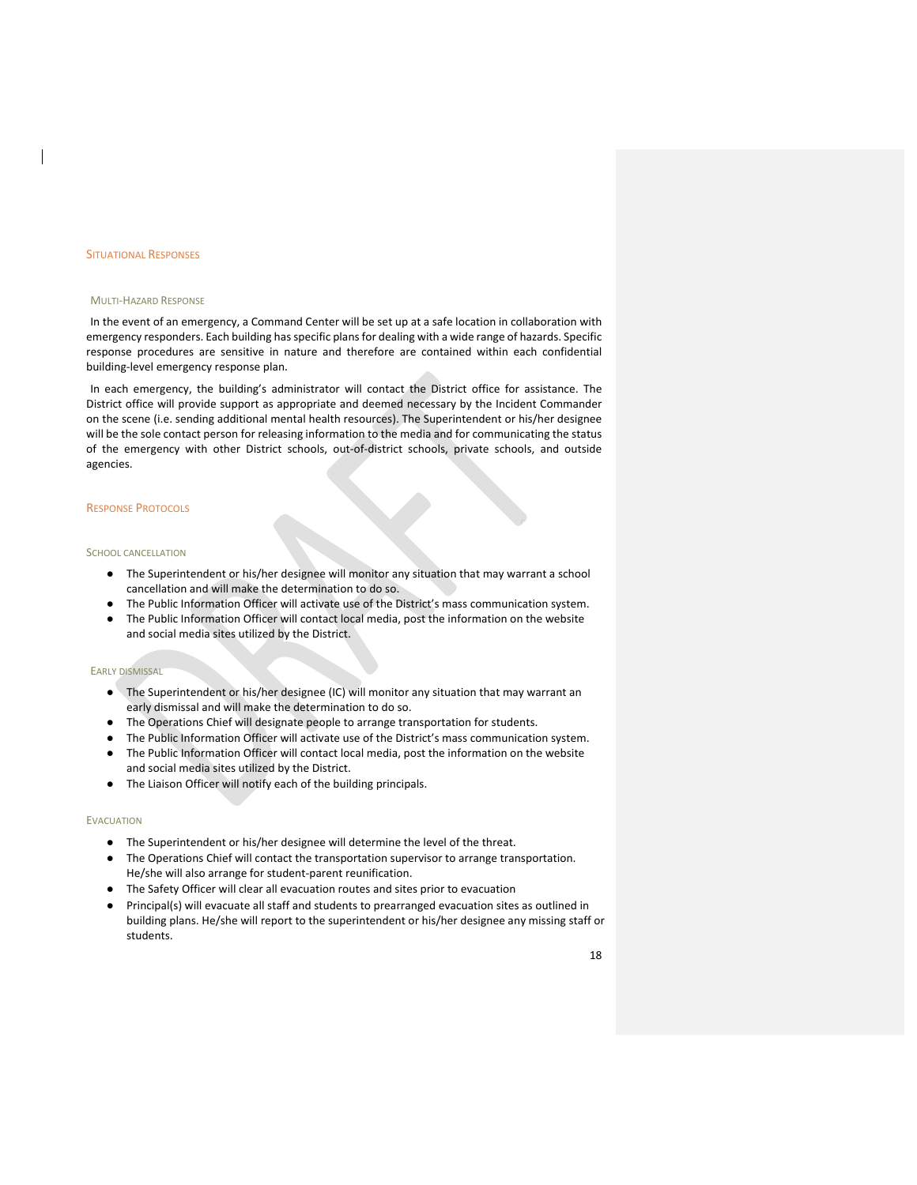## Situational Responses

### Multi-Hazard Response

In the event of an emergency, a Command Center will be set up at a safe location in collaboration with emergency responders. Each building has specific plans for dealing with a wide range of hazards. Specific response procedures are sensitive in nature and therefore are contained within each confidential building-level emergency response plan.

In each emergency, the building's administrator will contact the District office for assistance. The District office will provide support as appropriate and deemed necessary by the Incident Commander on the scene (i.e. sending additional mental health resources). The Superintendent or his/her designee will be the sole contact person for releasing information to the media and for communicating the status of the emergency with other District schools, out-of-district schools, private schools, and outside agencies.

## Response Protocols

### School cancellation

- The Superintendent or his/her designee will monitor any situation that may warrant a school cancellation and will make the determination to do so.
- The Public Information Officer will activate use of the District's mass communication system.
- The Public Information Officer will contact local media, post the information on the website and social media sites utilized by the District.

### Early dismissal

- The Superintendent or his/her designee (IC) will monitor any situation that may warrant an early dismissal and will make the determination to do so.
- The Operations Chief will designate people to arrange transportation for students.
- The Public Information Officer will activate use of the District's mass communication system.
- The Public Information Officer will contact local media, post the information on the website and social media sites utilized by the District.
- The Liaison Officer will notify each of the building principals.

### Evacuation

- The Superintendent or his/her designee will determine the level of the threat.
- The Operations Chief will contact the transportation supervisor to arrange transportation. He/she will also arrange for student-parent reunification.
- The Safety Officer will clear all evacuation routes and sites prior to evacuation
- Principal(s) will evacuate all staff and students to prearranged evacuation sites as outlined in building plans. He/she will report to the superintendent or his/her designee any missing staff or students.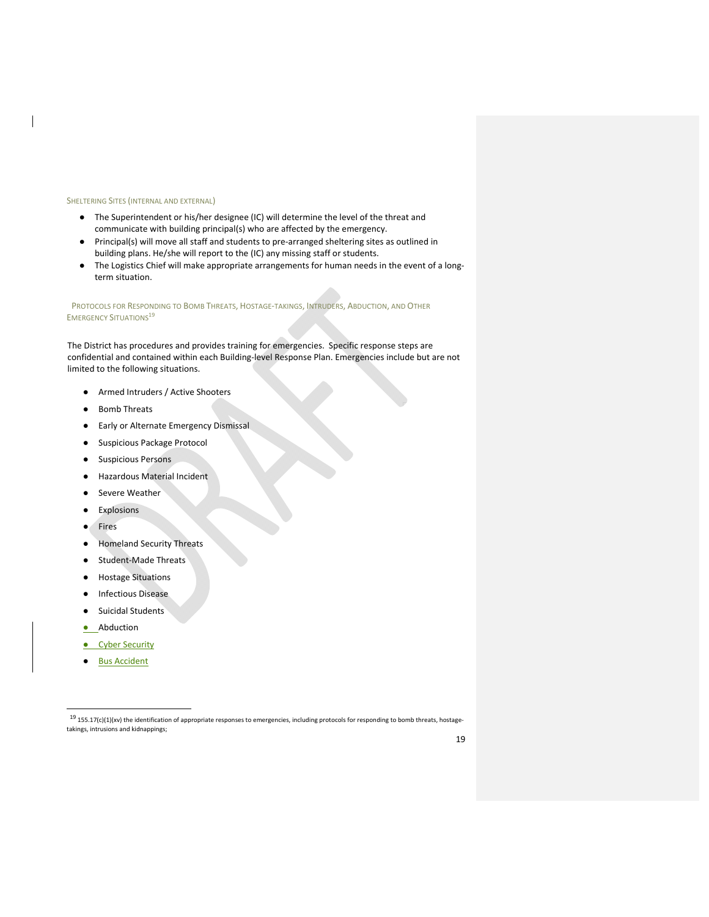### Sheltering Sites (Internal and External)

- The Superintendent or his/her designee (IC) will determine the level of the threat and communicate with building principal(s) who are affected by the emergency.
- Principal(s) will move all staff and students to pre-arranged sheltering sites as outlined in building plans. He/she will report to the (IC) any missing staff or students.
- The Logistics Chief will make appropriate arrangements for human needs in the event of a long-term situation.

### Protocols for Responding to Bomb Threats, Hostage-takings, Intruders, Abduction, and Other Emergency Situations[19]

The District has procedures and provides training for emergencies. Specific response steps are confidential and contained within each Building-level Response Plan. Emergencies include but are not limited to the following situations.

- Armed Intruders / Active Shooters
- Bomb Threats
- Early or Alternate Emergency Dismissal
- Suspicious Package Protocol
- Suspicious Persons
- Hazardous Material Incident
- Severe Weather
- Explosions
- Fires
- Homeland Security Threats
- Student-Made Threats
- Hostage Situations
- Infectious Disease
- Suicidal Students
- Abduction
- Cyber Security
- Bus Accident

[19] 155.17(c)(1)(xv) the identification of appropriate responses to emergencies, including protocols for responding to bomb threats, hostage-takings, intrusions and kidnappings;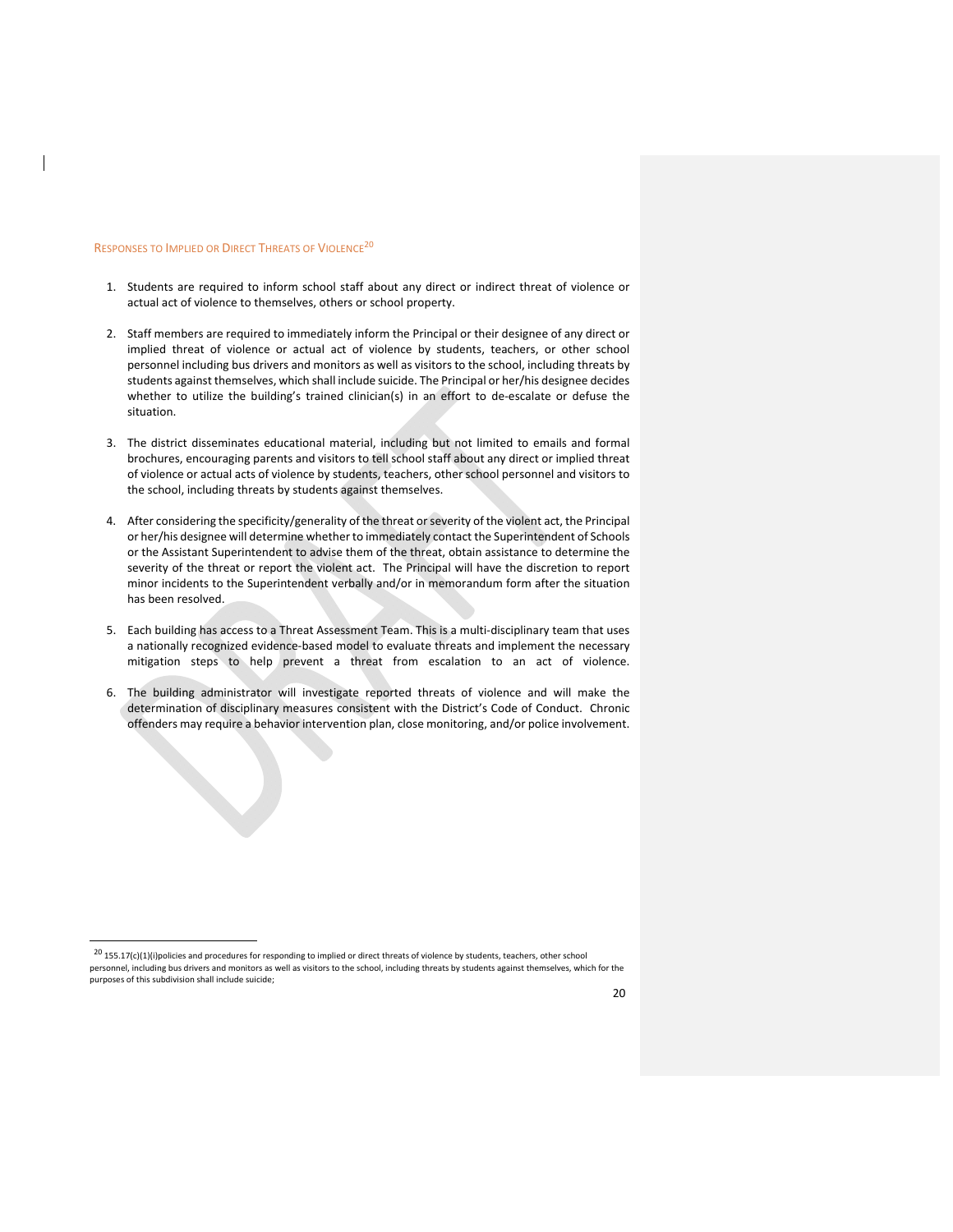## Responses to Implied or Direct Threats of Violence[20]

1. Students are required to inform school staff about any direct or indirect threat of violence or actual act of violence to themselves, others or school property.

2. Staff members are required to immediately inform the Principal or their designee of any direct or implied threat of violence or actual act of violence by students, teachers, or other school personnel including bus drivers and monitors as well as visitors to the school, including threats by students against themselves, which shall include suicide. The Principal or her/his designee decides whether to utilize the building's trained clinician(s) in an effort to de-escalate or defuse the situation.

3. The district disseminates educational material, including but not limited to emails and formal brochures, encouraging parents and visitors to tell school staff about any direct or implied threat of violence or actual acts of violence by students, teachers, other school personnel and visitors to the school, including threats by students against themselves.

4. After considering the specificity/generality of the threat or severity of the violent act, the Principal or her/his designee will determine whether to immediately contact the Superintendent of Schools or the Assistant Superintendent to advise them of the threat, obtain assistance to determine the severity of the threat or report the violent act. The Principal will have the discretion to report minor incidents to the Superintendent verbally and/or in memorandum form after the situation has been resolved.

5. Each building has access to a Threat Assessment Team. This is a multi-disciplinary team that uses a nationally recognized evidence-based model to evaluate threats and implement the necessary mitigation steps to help prevent a threat from escalation to an act of violence.

6. The building administrator will investigate reported threats of violence and will make the determination of disciplinary measures consistent with the District's Code of Conduct. Chronic offenders may require a behavior intervention plan, close monitoring, and/or police involvement.

---

[20] 155.17(c)(1)(i)policies and procedures for responding to implied or direct threats of violence by students, teachers, other school personnel, including bus drivers and monitors as well as visitors to the school, including threats by students against themselves, which for the purposes of this subdivision shall include suicide;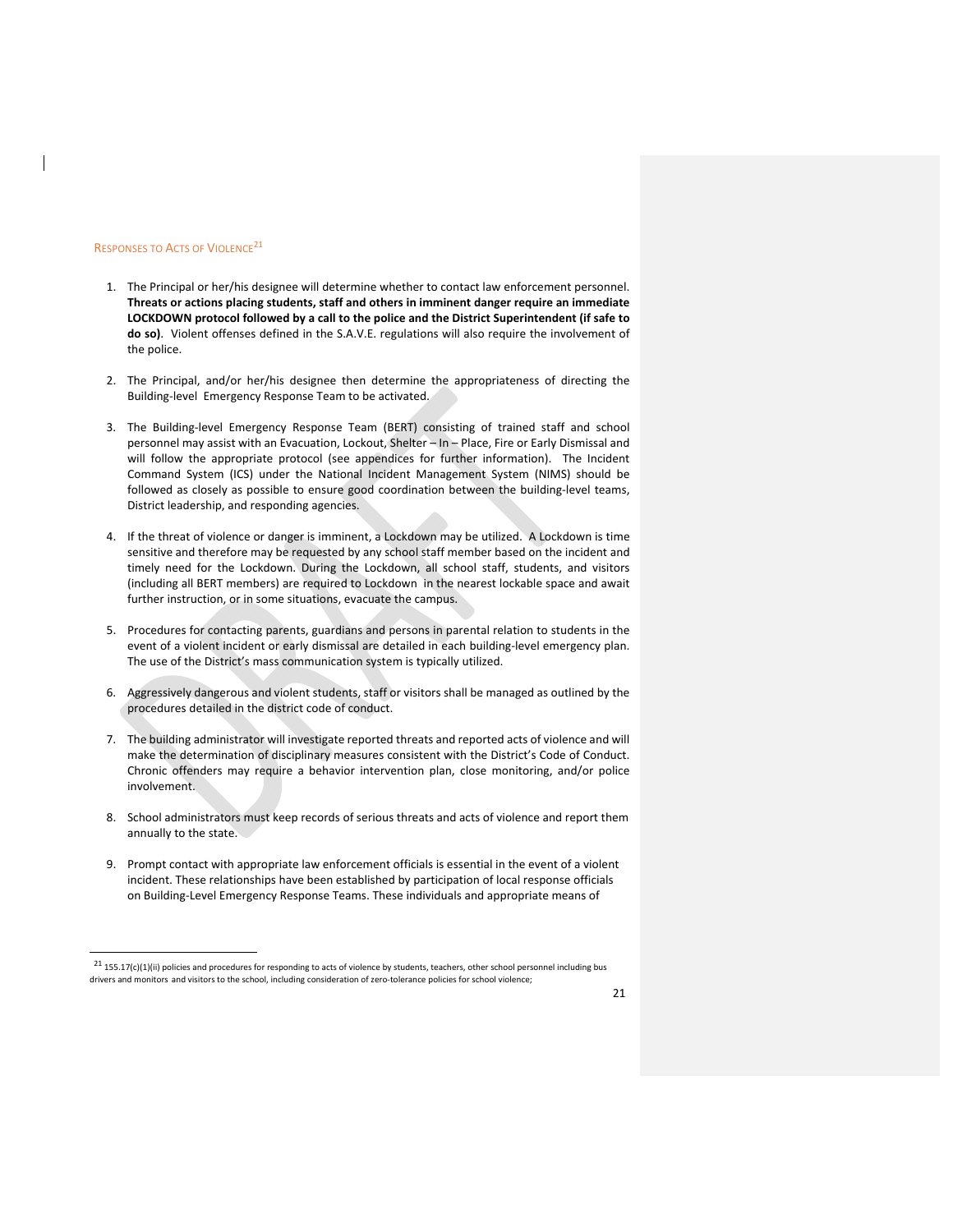## Responses to Acts of Violence[21]

1. The Principal or her/his designee will determine whether to contact law enforcement personnel. **Threats or actions placing students, staff and others in imminent danger require an immediate LOCKDOWN protocol followed by a call to the police and the District Superintendent (if safe to do so)**. Violent offenses defined in the S.A.V.E. regulations will also require the involvement of the police.

2. The Principal, and/or her/his designee then determine the appropriateness of directing the Building-level Emergency Response Team to be activated.

3. The Building-level Emergency Response Team (BERT) consisting of trained staff and school personnel may assist with an Evacuation, Lockout, Shelter – In – Place, Fire or Early Dismissal and will follow the appropriate protocol (see appendices for further information). The Incident Command System (ICS) under the National Incident Management System (NIMS) should be followed as closely as possible to ensure good coordination between the building-level teams, District leadership, and responding agencies.

4. If the threat of violence or danger is imminent, a Lockdown may be utilized. A Lockdown is time sensitive and therefore may be requested by any school staff member based on the incident and timely need for the Lockdown. During the Lockdown, all school staff, students, and visitors (including all BERT members) are required to Lockdown in the nearest lockable space and await further instruction, or in some situations, evacuate the campus.

5. Procedures for contacting parents, guardians and persons in parental relation to students in the event of a violent incident or early dismissal are detailed in each building-level emergency plan. The use of the District's mass communication system is typically utilized.

6. Aggressively dangerous and violent students, staff or visitors shall be managed as outlined by the procedures detailed in the district code of conduct.

7. The building administrator will investigate reported threats and reported acts of violence and will make the determination of disciplinary measures consistent with the District's Code of Conduct. Chronic offenders may require a behavior intervention plan, close monitoring, and/or police involvement.

8. School administrators must keep records of serious threats and acts of violence and report them annually to the state.

9. Prompt contact with appropriate law enforcement officials is essential in the event of a violent incident. These relationships have been established by participation of local response officials on Building-Level Emergency Response Teams. These individuals and appropriate means of

---

[21] 155.17(c)(1)(ii) policies and procedures for responding to acts of violence by students, teachers, other school personnel including bus drivers and monitors and visitors to the school, including consideration of zero-tolerance policies for school violence;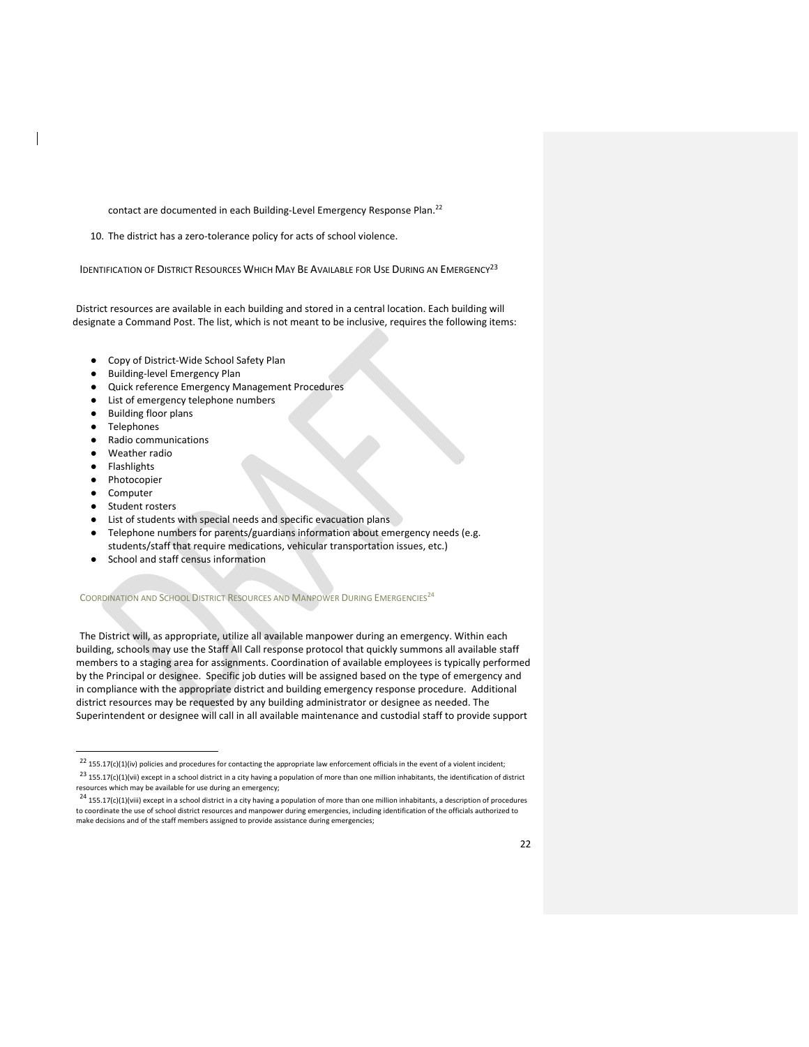contact are documented in each Building-Level Emergency Response Plan.[22]

10. The district has a zero-tolerance policy for acts of school violence.

### Identification of District Resources Which May Be Available for Use During an Emergency[23]

District resources are available in each building and stored in a central location. Each building will designate a Command Post. The list, which is not meant to be inclusive, requires the following items:

- Copy of District-Wide School Safety Plan
- Building-level Emergency Plan
- Quick reference Emergency Management Procedures
- List of emergency telephone numbers
- Building floor plans
- Telephones
- Radio communications
- Weather radio
- Flashlights
- Photocopier
- Computer
- Student rosters
- List of students with special needs and specific evacuation plans
- Telephone numbers for parents/guardians information about emergency needs (e.g. students/staff that require medications, vehicular transportation issues, etc.)
- School and staff census information

### Coordination and School District Resources and Manpower During Emergencies[24]

The District will, as appropriate, utilize all available manpower during an emergency. Within each building, schools may use the Staff All Call response protocol that quickly summons all available staff members to a staging area for assignments. Coordination of available employees is typically performed by the Principal or designee. Specific job duties will be assigned based on the type of emergency and in compliance with the appropriate district and building emergency response procedure. Additional district resources may be requested by any building administrator or designee as needed. The Superintendent or designee will call in all available maintenance and custodial staff to provide support

---

[22] 155.17(c)(1)(iv) policies and procedures for contacting the appropriate law enforcement officials in the event of a violent incident;

[23] 155.17(c)(1)(vii) except in a school district in a city having a population of more than one million inhabitants, the identification of district resources which may be available for use during an emergency;

[24] 155.17(c)(1)(viii) except in a school district in a city having a population of more than one million inhabitants, a description of procedures to coordinate the use of school district resources and manpower during emergencies, including identification of the officials authorized to make decisions and of the staff members assigned to provide assistance during emergencies;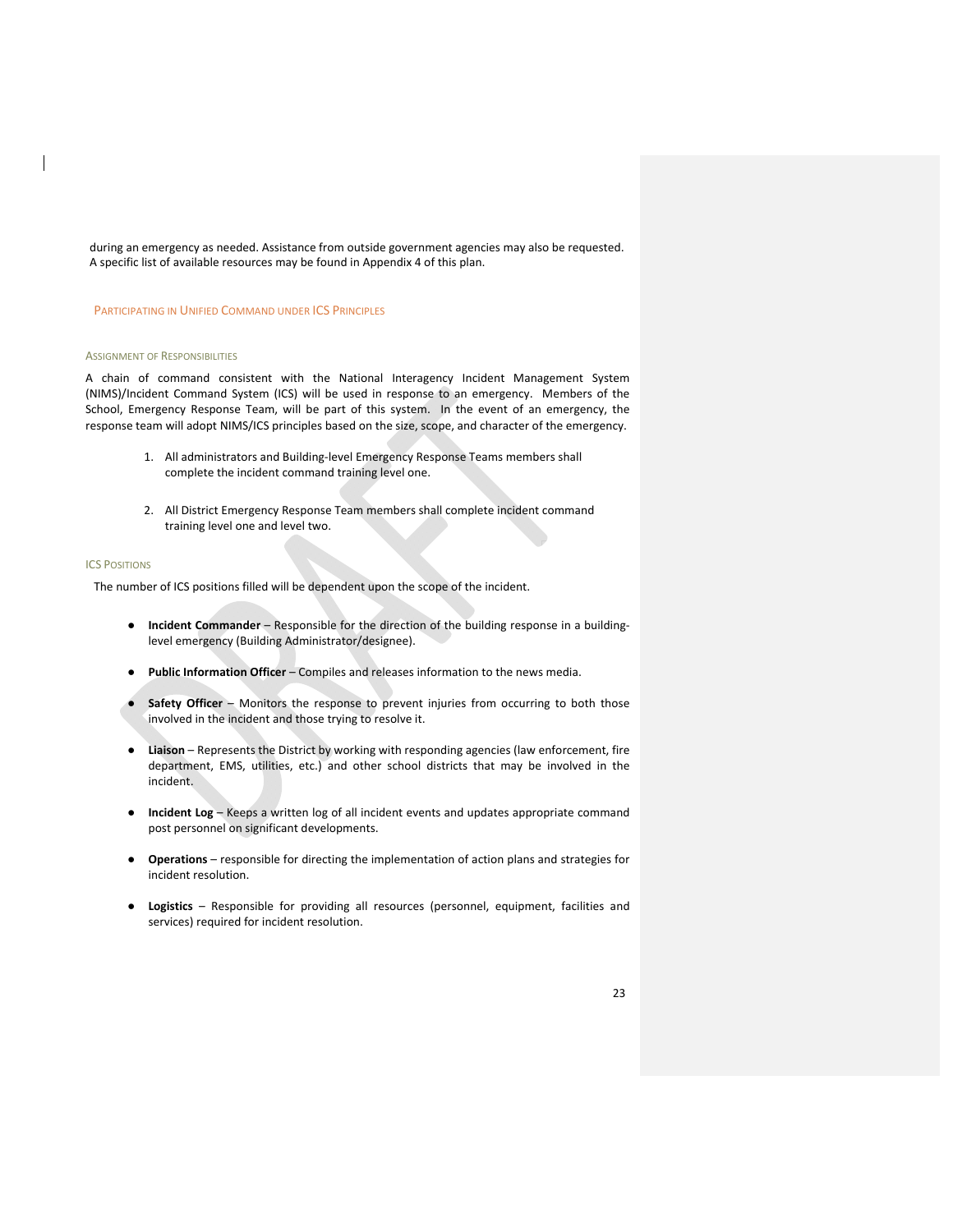during an emergency as needed. Assistance from outside government agencies may also be requested. A specific list of available resources may be found in Appendix 4 of this plan.

## Participating in Unified Command under ICS Principles

### Assignment of Responsibilities

A chain of command consistent with the National Interagency Incident Management System (NIMS)/Incident Command System (ICS) will be used in response to an emergency. Members of the School, Emergency Response Team, will be part of this system. In the event of an emergency, the response team will adopt NIMS/ICS principles based on the size, scope, and character of the emergency.

1. All administrators and Building-level Emergency Response Teams members shall complete the incident command training level one.

2. All District Emergency Response Team members shall complete incident command training level one and level two.

### ICS Positions

The number of ICS positions filled will be dependent upon the scope of the incident.

- **Incident Commander** – Responsible for the direction of the building response in a building-level emergency (Building Administrator/designee).
- **Public Information Officer** – Compiles and releases information to the news media.
- **Safety Officer** – Monitors the response to prevent injuries from occurring to both those involved in the incident and those trying to resolve it.
- **Liaison** – Represents the District by working with responding agencies (law enforcement, fire department, EMS, utilities, etc.) and other school districts that may be involved in the incident.
- **Incident Log** – Keeps a written log of all incident events and updates appropriate command post personnel on significant developments.
- **Operations** – responsible for directing the implementation of action plans and strategies for incident resolution.
- **Logistics** – Responsible for providing all resources (personnel, equipment, facilities and services) required for incident resolution.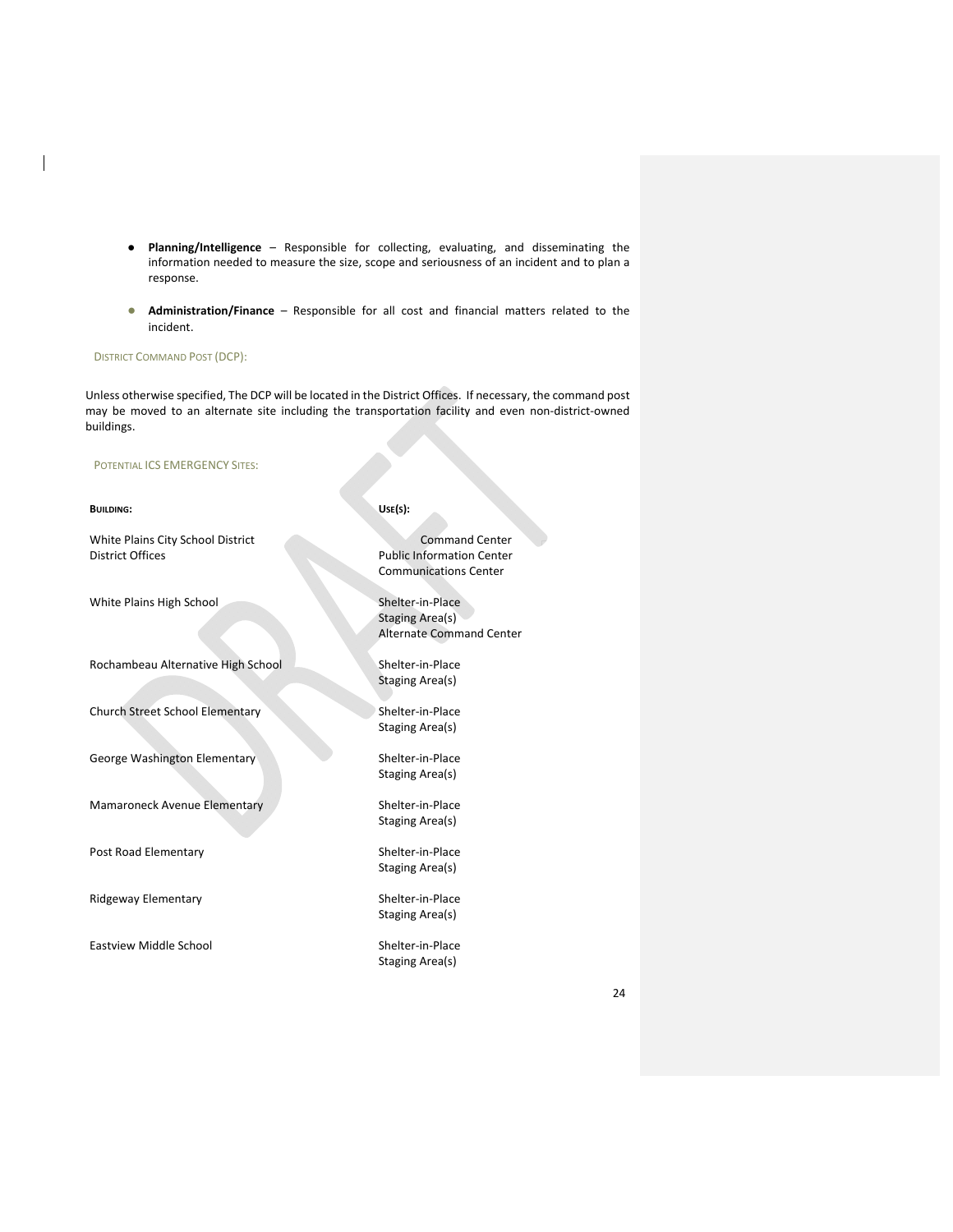- **Planning/Intelligence** – Responsible for collecting, evaluating, and disseminating the information needed to measure the size, scope and seriousness of an incident and to plan a response.

- **Administration/Finance** – Responsible for all cost and financial matters related to the incident.

### District Command Post (DCP):

Unless otherwise specified, The DCP will be located in the District Offices. If necessary, the command post may be moved to an alternate site including the transportation facility and even non-district-owned buildings.

### Potential ICS Emergency Sites:

| **Building:** | **Use(s):** |
|---|---|
| White Plains City School District District Offices | Command Center<br>Public Information Center<br>Communications Center |
| White Plains High School | Shelter-in-Place<br>Staging Area(s)<br>Alternate Command Center |
| Rochambeau Alternative High School | Shelter-in-Place<br>Staging Area(s) |
| Church Street School Elementary | Shelter-in-Place<br>Staging Area(s) |
| George Washington Elementary | Shelter-in-Place<br>Staging Area(s) |
| Mamaroneck Avenue Elementary | Shelter-in-Place<br>Staging Area(s) |
| Post Road Elementary | Shelter-in-Place<br>Staging Area(s) |
| Ridgeway Elementary | Shelter-in-Place<br>Staging Area(s) |
| Eastview Middle School | Shelter-in-Place<br>Staging Area(s) |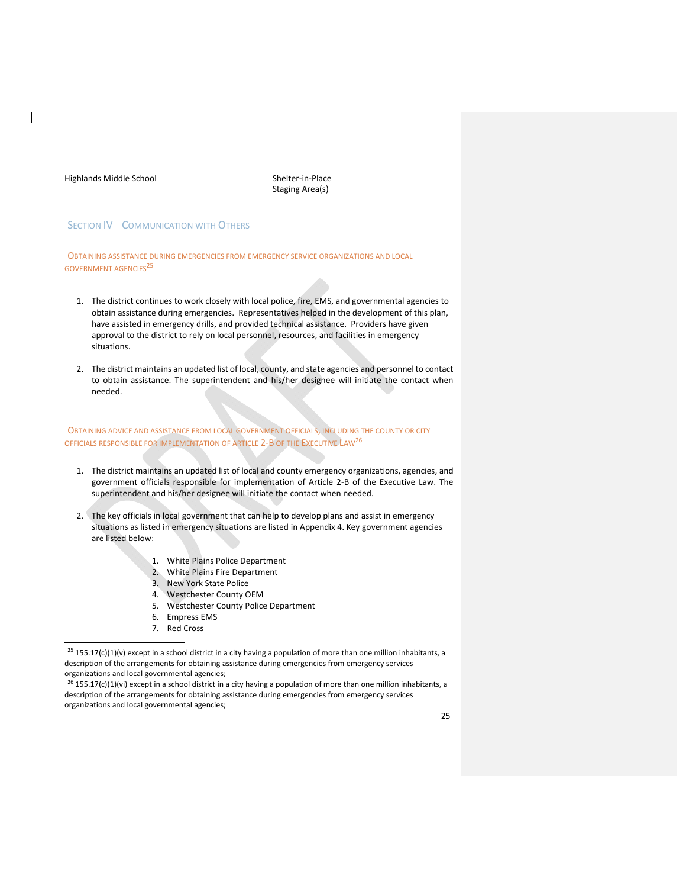Highlands Middle School — Shelter-in-Place Staging Area(s)

## Section IV Communication with Others

### Obtaining assistance during emergencies from emergency service organizations and local government agencies[25]

1. The district continues to work closely with local police, fire, EMS, and governmental agencies to obtain assistance during emergencies. Representatives helped in the development of this plan, have assisted in emergency drills, and provided technical assistance. Providers have given approval to the district to rely on local personnel, resources, and facilities in emergency situations.

2. The district maintains an updated list of local, county, and state agencies and personnel to contact to obtain assistance. The superintendent and his/her designee will initiate the contact when needed.

### Obtaining advice and assistance from local government officials, including the county or city officials responsible for implementation of Article 2-B of the Executive Law[26]

1. The district maintains an updated list of local and county emergency organizations, agencies, and government officials responsible for implementation of Article 2-B of the Executive Law. The superintendent and his/her designee will initiate the contact when needed.

2. The key officials in local government that can help to develop plans and assist in emergency situations as listed in emergency situations are listed in Appendix 4. Key government agencies are listed below:

    1. White Plains Police Department
    2. White Plains Fire Department
    3. New York State Police
    4. Westchester County OEM
    5. Westchester County Police Department
    6. Empress EMS
    7. Red Cross

---

[25] 155.17(c)(1)(v) except in a school district in a city having a population of more than one million inhabitants, a description of the arrangements for obtaining assistance during emergencies from emergency services organizations and local governmental agencies;

[26] 155.17(c)(1)(vi) except in a school district in a city having a population of more than one million inhabitants, a description of the arrangements for obtaining assistance during emergencies from emergency services organizations and local governmental agencies;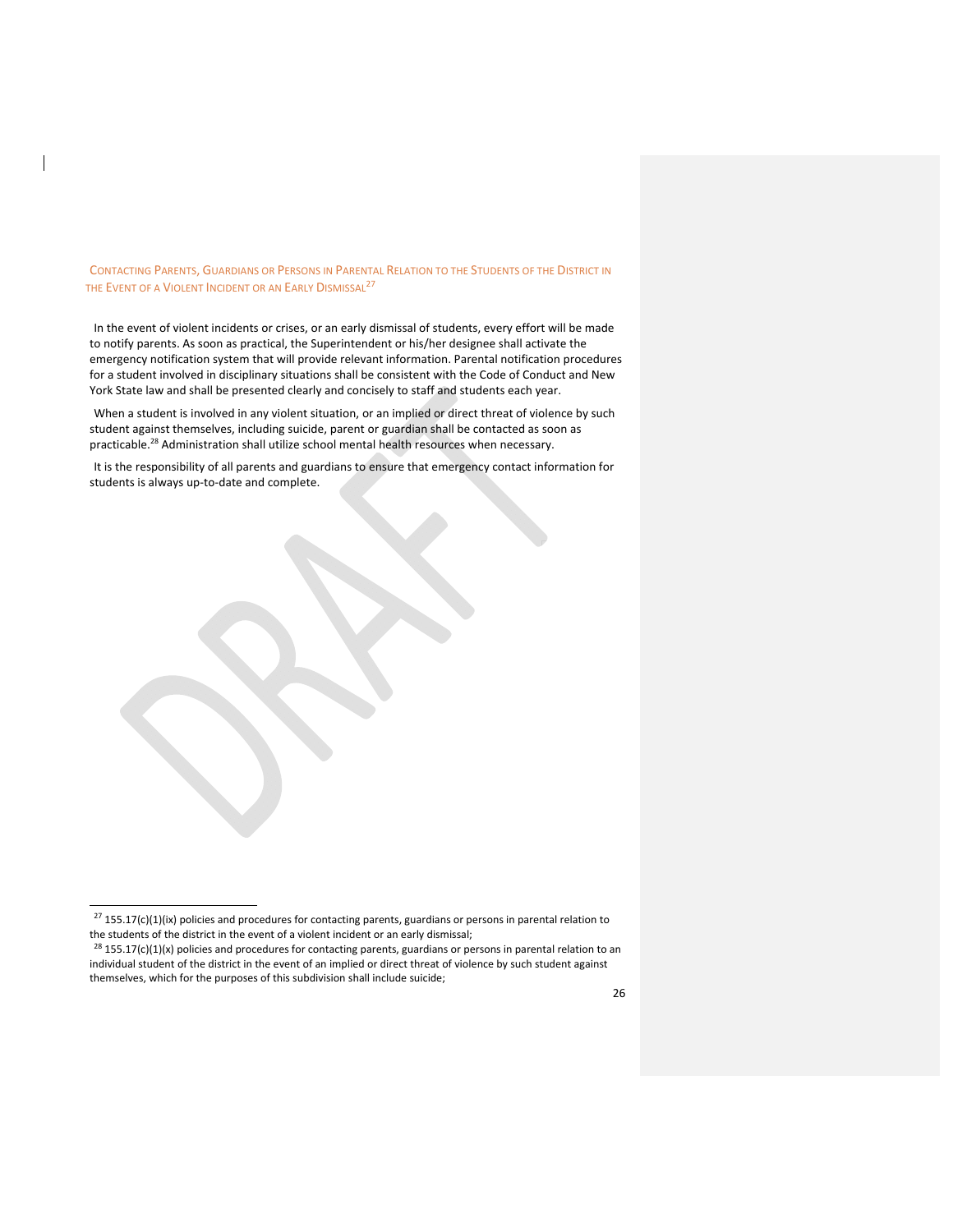## Contacting Parents, Guardians or Persons in Parental Relation to the Students of the District in the Event of a Violent Incident or an Early Dismissal[27]

In the event of violent incidents or crises, or an early dismissal of students, every effort will be made to notify parents. As soon as practical, the Superintendent or his/her designee shall activate the emergency notification system that will provide relevant information. Parental notification procedures for a student involved in disciplinary situations shall be consistent with the Code of Conduct and New York State law and shall be presented clearly and concisely to staff and students each year.

When a student is involved in any violent situation, or an implied or direct threat of violence by such student against themselves, including suicide, parent or guardian shall be contacted as soon as practicable.[28] Administration shall utilize school mental health resources when necessary.

It is the responsibility of all parents and guardians to ensure that emergency contact information for students is always up-to-date and complete.

---

[27] 155.17(c)(1)(ix) policies and procedures for contacting parents, guardians or persons in parental relation to the students of the district in the event of a violent incident or an early dismissal;

[28] 155.17(c)(1)(x) policies and procedures for contacting parents, guardians or persons in parental relation to an individual student of the district in the event of an implied or direct threat of violence by such student against themselves, which for the purposes of this subdivision shall include suicide;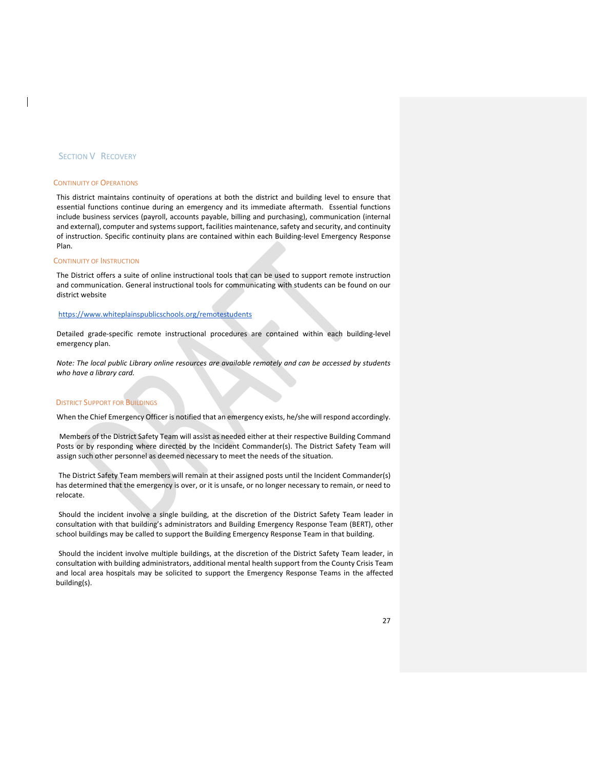# Section V Recovery

## Continuity of Operations

This district maintains continuity of operations at both the district and building level to ensure that essential functions continue during an emergency and its immediate aftermath. Essential functions include business services (payroll, accounts payable, billing and purchasing), communication (internal and external), computer and systems support, facilities maintenance, safety and security, and continuity of instruction. Specific continuity plans are contained within each Building-level Emergency Response Plan.

## Continuity of Instruction

The District offers a suite of online instructional tools that can be used to support remote instruction and communication. General instructional tools for communicating with students can be found on our district website

https://www.whiteplainspublicschools.org/remotestudents

Detailed grade-specific remote instructional procedures are contained within each building-level emergency plan.

*Note: The local public Library online resources are available remotely and can be accessed by students who have a library card.*

## District Support for Buildings

When the Chief Emergency Officer is notified that an emergency exists, he/she will respond accordingly.

Members of the District Safety Team will assist as needed either at their respective Building Command Posts or by responding where directed by the Incident Commander(s). The District Safety Team will assign such other personnel as deemed necessary to meet the needs of the situation.

The District Safety Team members will remain at their assigned posts until the Incident Commander(s) has determined that the emergency is over, or it is unsafe, or no longer necessary to remain, or need to relocate.

Should the incident involve a single building, at the discretion of the District Safety Team leader in consultation with that building's administrators and Building Emergency Response Team (BERT), other school buildings may be called to support the Building Emergency Response Team in that building.

Should the incident involve multiple buildings, at the discretion of the District Safety Team leader, in consultation with building administrators, additional mental health support from the County Crisis Team and local area hospitals may be solicited to support the Emergency Response Teams in the affected building(s).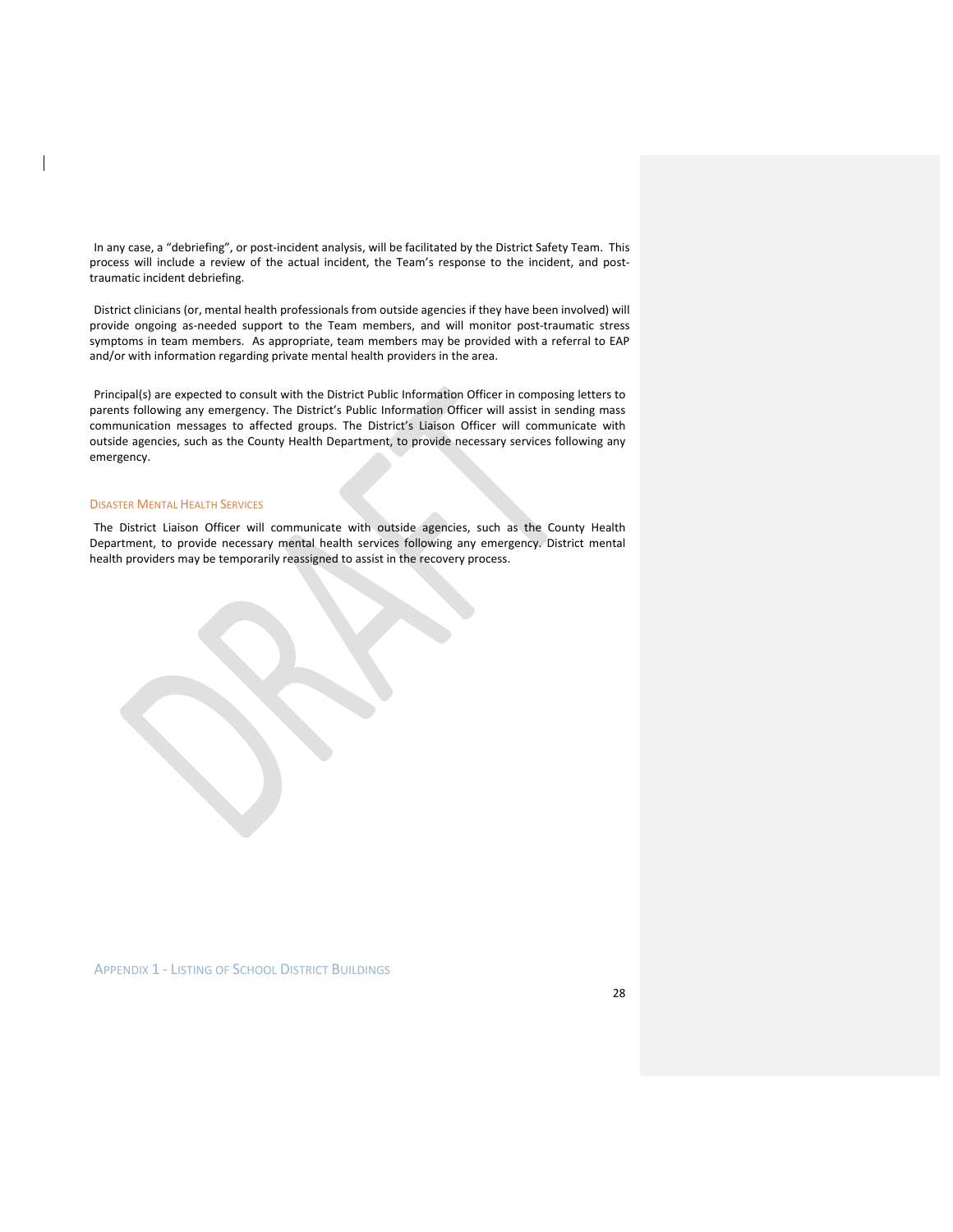In any case, a "debriefing", or post-incident analysis, will be facilitated by the District Safety Team. This process will include a review of the actual incident, the Team's response to the incident, and post-traumatic incident debriefing.

District clinicians (or, mental health professionals from outside agencies if they have been involved) will provide ongoing as-needed support to the Team members, and will monitor post-traumatic stress symptoms in team members. As appropriate, team members may be provided with a referral to EAP and/or with information regarding private mental health providers in the area.

Principal(s) are expected to consult with the District Public Information Officer in composing letters to parents following any emergency. The District's Public Information Officer will assist in sending mass communication messages to affected groups. The District's Liaison Officer will communicate with outside agencies, such as the County Health Department, to provide necessary services following any emergency.

### Disaster Mental Health Services

The District Liaison Officer will communicate with outside agencies, such as the County Health Department, to provide necessary mental health services following any emergency. District mental health providers may be temporarily reassigned to assist in the recovery process.

## Appendix 1 - Listing of School District Buildings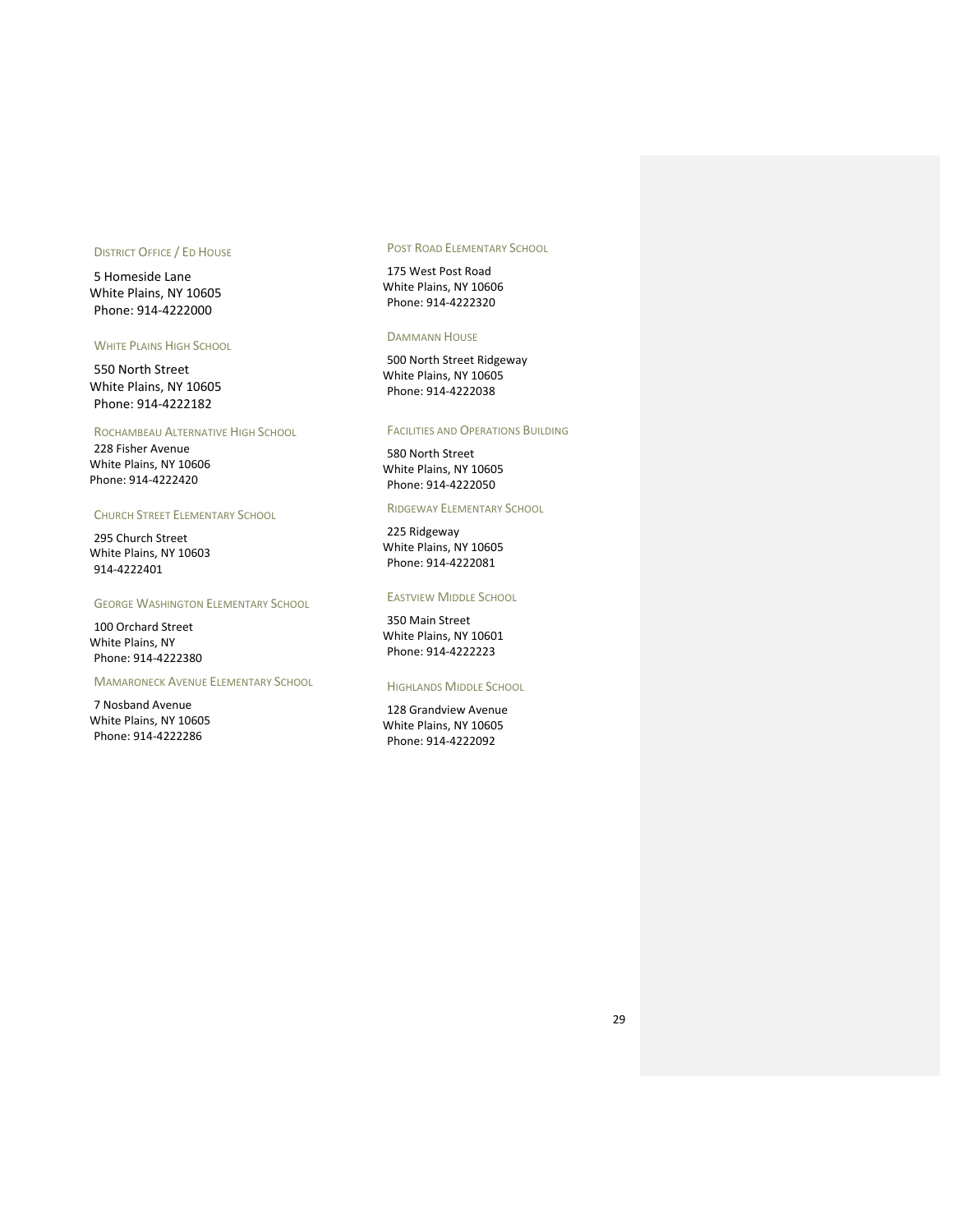#### District Office / Ed House

5 Homeside Lane
White Plains, NY 10605
Phone: 914-4222000

#### White Plains High School

550 North Street
White Plains, NY 10605
Phone: 914-4222182

#### Rochambeau Alternative High School

228 Fisher Avenue
White Plains, NY 10606
Phone: 914-4222420

#### Church Street Elementary School

295 Church Street
White Plains, NY 10603
914-4222401

#### George Washington Elementary School

100 Orchard Street
White Plains, NY
Phone: 914-4222380

#### Mamaroneck Avenue Elementary School

7 Nosband Avenue
White Plains, NY 10605
Phone: 914-4222286

#### Post Road Elementary School

175 West Post Road
White Plains, NY 10606
Phone: 914-4222320

#### Dammann House

500 North Street Ridgeway
White Plains, NY 10605
Phone: 914-4222038

#### Facilities and Operations Building

580 North Street
White Plains, NY 10605
Phone: 914-4222050

#### Ridgeway Elementary School

225 Ridgeway
White Plains, NY 10605
Phone: 914-4222081

#### Eastview Middle School

350 Main Street
White Plains, NY 10601
Phone: 914-4222223

#### Highlands Middle School

128 Grandview Avenue
White Plains, NY 10605
Phone: 914-4222092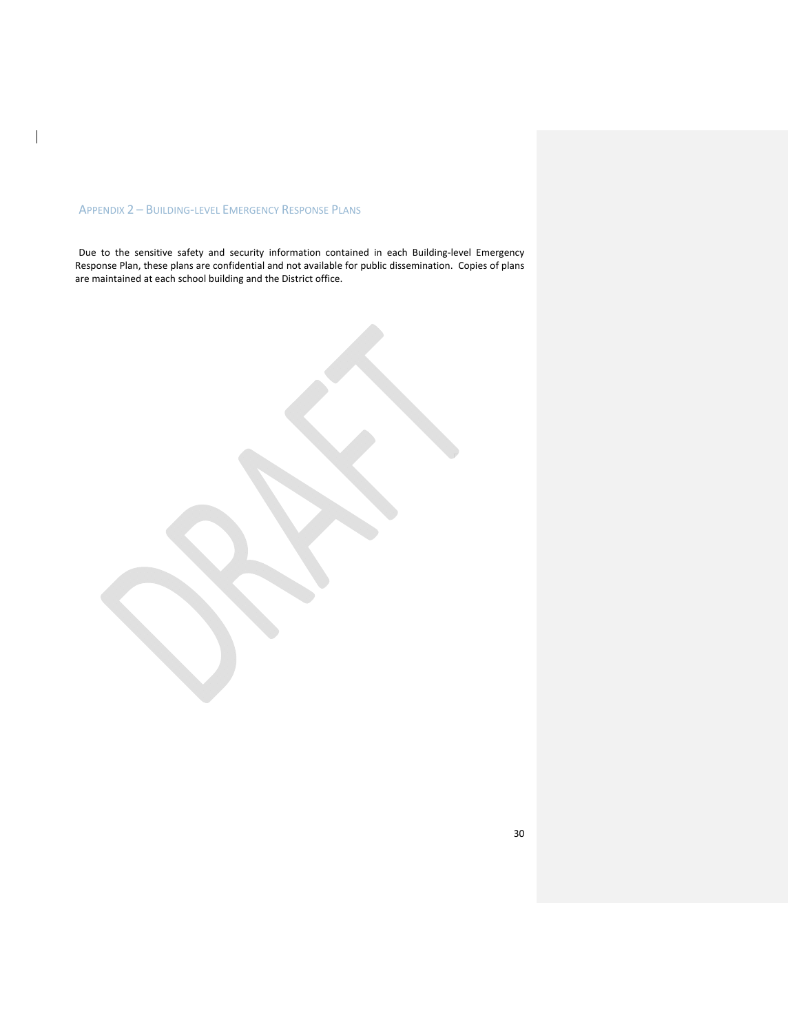## Appendix 2 – Building-level Emergency Response Plans

Due to the sensitive safety and security information contained in each Building-level Emergency Response Plan, these plans are confidential and not available for public dissemination. Copies of plans are maintained at each school building and the District office.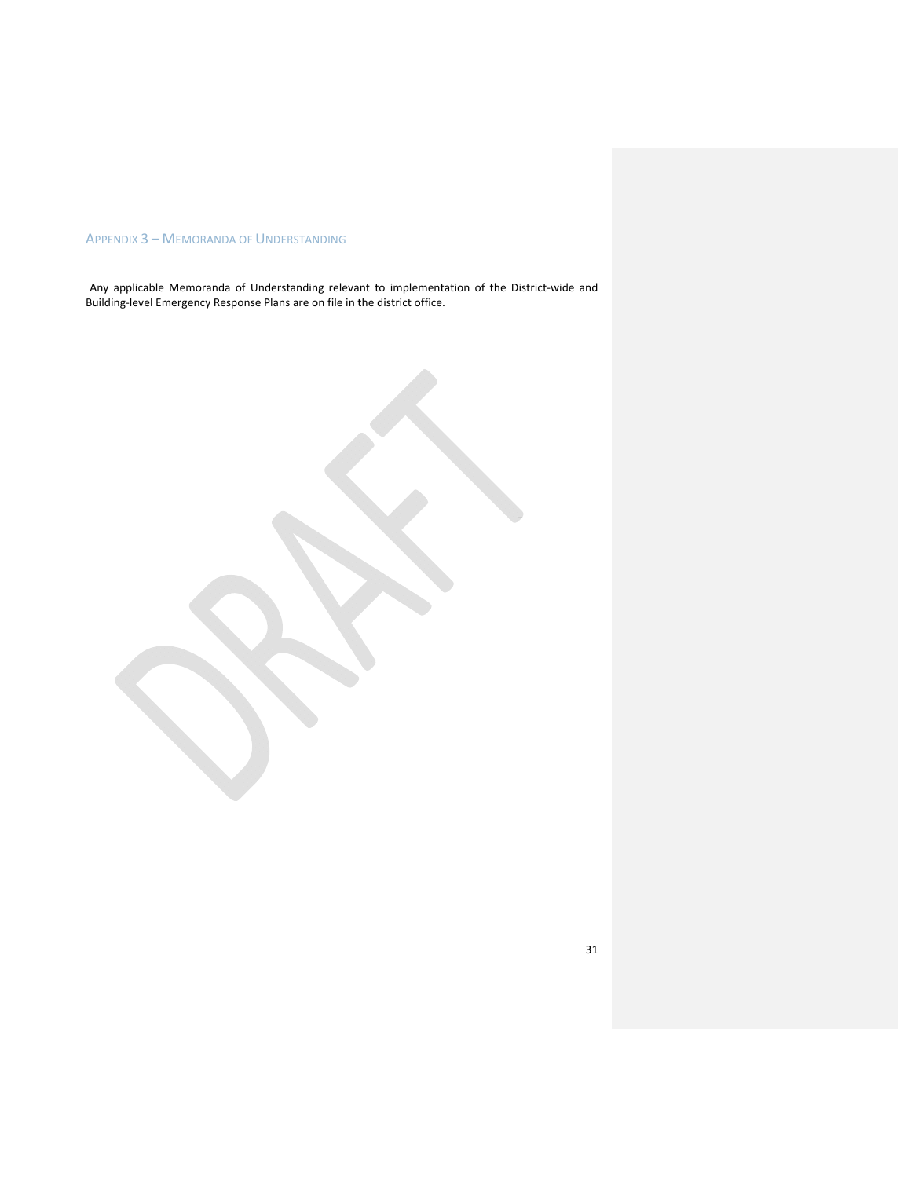## Appendix 3 – Memoranda of Understanding

Any applicable Memoranda of Understanding relevant to implementation of the District-wide and Building-level Emergency Response Plans are on file in the district office.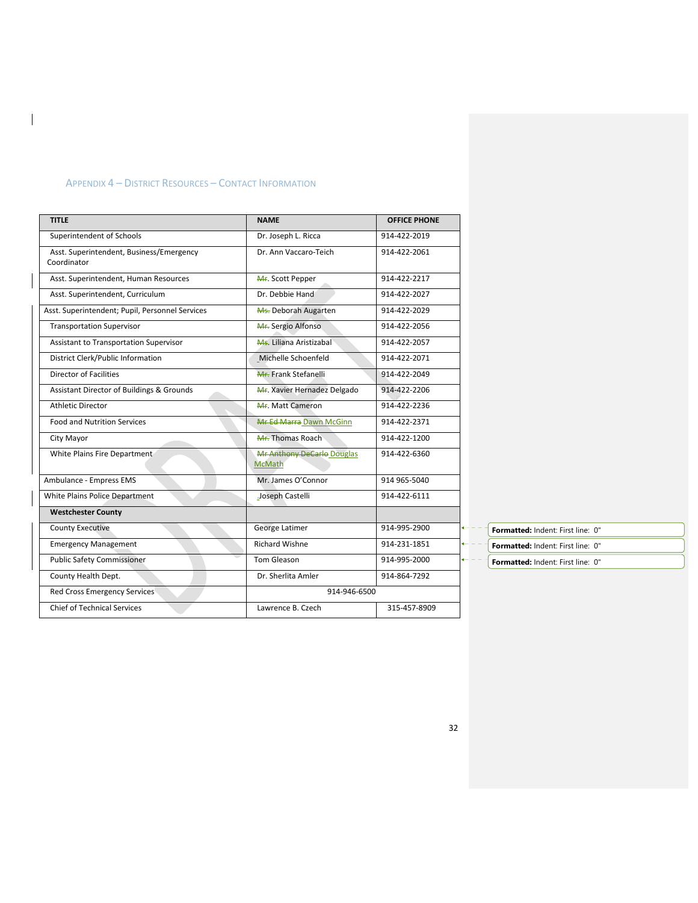## Appendix 4 – District Resources – Contact Information

| TITLE | NAME | OFFICE PHONE |
|---|---|---|
| Superintendent of Schools | Dr. Joseph L. Ricca | 914-422-2019 |
| Asst. Superintendent, Business/Emergency Coordinator | Dr. Ann Vaccaro-Teich | 914-422-2061 |
| Asst. Superintendent, Human Resources | ~~Mr.~~ Scott Pepper | 914-422-2217 |
| Asst. Superintendent, Curriculum | Dr. Debbie Hand | 914-422-2027 |
| Asst. Superintendent; Pupil, Personnel Services | ~~Ms.~~ Deborah Augarten | 914-422-2029 |
| Transportation Supervisor | ~~Mr.~~ Sergio Alfonso | 914-422-2056 |
| Assistant to Transportation Supervisor | ~~Ms~~. Liliana Aristizabal | 914-422-2057 |
| District Clerk/Public Information | Michelle Schoenfeld | 914-422-2071 |
| Director of Facilities | ~~Mr.~~ Frank Stefanelli | 914-422-2049 |
| Assistant Director of Buildings & Grounds | ~~Mr~~. Xavier Hernadez Delgado | 914-422-2206 |
| Athletic Director | ~~Mr~~. Matt Cameron | 914-422-2236 |
| Food and Nutrition Services | ~~Mr Ed Marra~~ Dawn McGinn | 914-422-2371 |
| City Mayor | ~~Mr.~~ Thomas Roach | 914-422-1200 |
| White Plains Fire Department | ~~Mr Anthony DeCarlo~~ Douglas McMath | 914-422-6360 |
| Ambulance - Empress EMS | Mr. James O'Connor | 914 965-5040 |
| White Plains Police Department | Joseph Castelli | 914-422-6111 |
| **Westchester County** | | |
| County Executive | George Latimer | 914-995-2900 |
| Emergency Management | Richard Wishne | 914-231-1851 |
| Public Safety Commissioner | Tom Gleason | 914-995-2000 |
| County Health Dept. | Dr. Sherlita Amler | 914-864-7292 |
| Red Cross Emergency Services | 914-946-6500 | |
| Chief of Technical Services | Lawrence B. Czech | 315-457-8909 |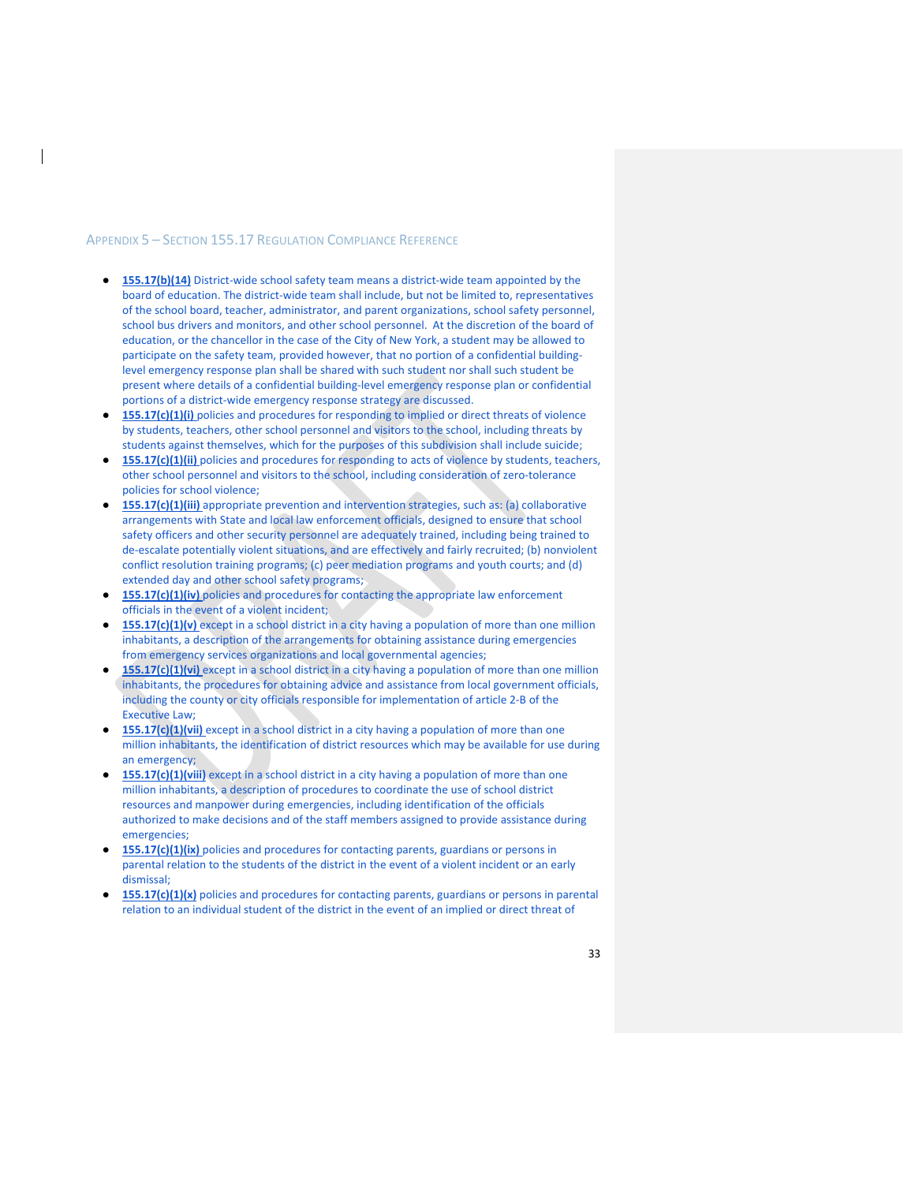## Appendix 5 – Section 155.17 Regulation Compliance Reference

- **155.17(b)(14)** District-wide school safety team means a district-wide team appointed by the board of education. The district-wide team shall include, but not be limited to, representatives of the school board, teacher, administrator, and parent organizations, school safety personnel, school bus drivers and monitors, and other school personnel. At the discretion of the board of education, or the chancellor in the case of the City of New York, a student may be allowed to participate on the safety team, provided however, that no portion of a confidential building-level emergency response plan shall be shared with such student nor shall such student be present where details of a confidential building-level emergency response plan or confidential portions of a district-wide emergency response strategy are discussed.
- **155.17(c)(1)(i)** policies and procedures for responding to implied or direct threats of violence by students, teachers, other school personnel and visitors to the school, including threats by students against themselves, which for the purposes of this subdivision shall include suicide;
- **155.17(c)(1)(ii)** policies and procedures for responding to acts of violence by students, teachers, other school personnel and visitors to the school, including consideration of zero-tolerance policies for school violence;
- **155.17(c)(1)(iii)** appropriate prevention and intervention strategies, such as: (a) collaborative arrangements with State and local law enforcement officials, designed to ensure that school safety officers and other security personnel are adequately trained, including being trained to de-escalate potentially violent situations, and are effectively and fairly recruited; (b) nonviolent conflict resolution training programs; (c) peer mediation programs and youth courts; and (d) extended day and other school safety programs;
- **155.17(c)(1)(iv)** policies and procedures for contacting the appropriate law enforcement officials in the event of a violent incident;
- **155.17(c)(1)(v)** except in a school district in a city having a population of more than one million inhabitants, a description of the arrangements for obtaining assistance during emergencies from emergency services organizations and local governmental agencies;
- **155.17(c)(1)(vi)** except in a school district in a city having a population of more than one million inhabitants, the procedures for obtaining advice and assistance from local government officials, including the county or city officials responsible for implementation of article 2-B of the Executive Law;
- **155.17(c)(1)(vii)** except in a school district in a city having a population of more than one million inhabitants, the identification of district resources which may be available for use during an emergency;
- **155.17(c)(1)(viii)** except in a school district in a city having a population of more than one million inhabitants, a description of procedures to coordinate the use of school district resources and manpower during emergencies, including identification of the officials authorized to make decisions and of the staff members assigned to provide assistance during emergencies;
- **155.17(c)(1)(ix)** policies and procedures for contacting parents, guardians or persons in parental relation to the students of the district in the event of a violent incident or an early dismissal;
- **155.17(c)(1)(x)** policies and procedures for contacting parents, guardians or persons in parental relation to an individual student of the district in the event of an implied or direct threat of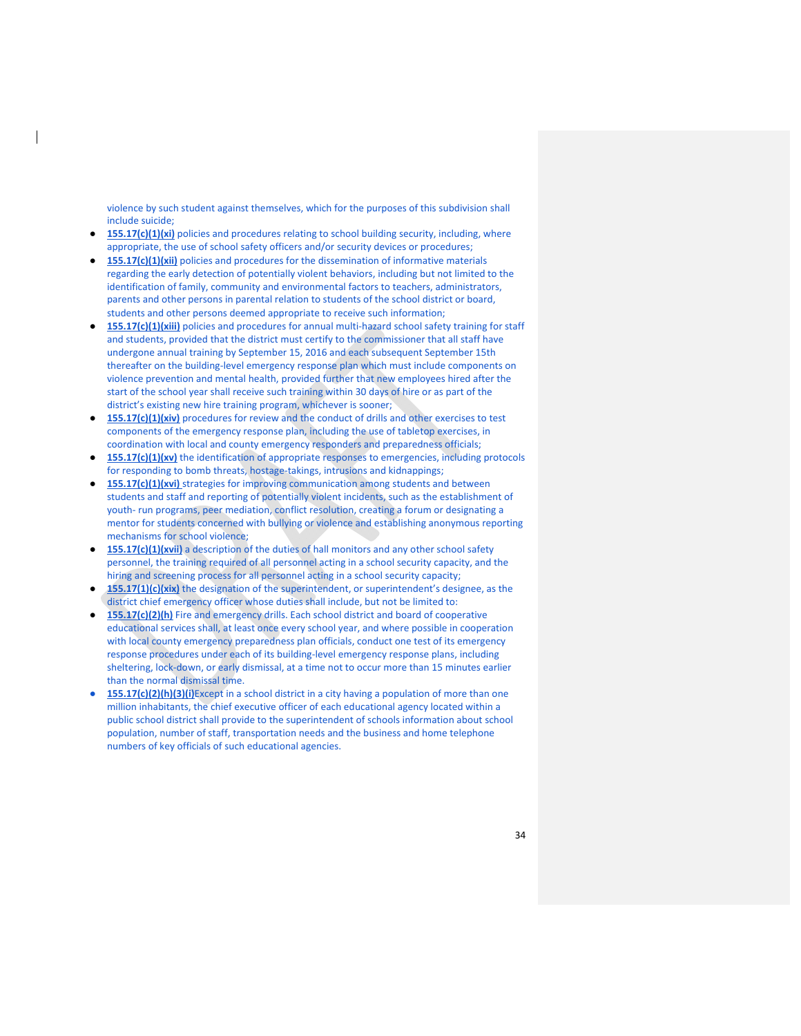violence by such student against themselves, which for the purposes of this subdivision shall include suicide;

- **155.17(c)(1)(xi)** policies and procedures relating to school building security, including, where appropriate, the use of school safety officers and/or security devices or procedures;
- **155.17(c)(1)(xii)** policies and procedures for the dissemination of informative materials regarding the early detection of potentially violent behaviors, including but not limited to the identification of family, community and environmental factors to teachers, administrators, parents and other persons in parental relation to students of the school district or board, students and other persons deemed appropriate to receive such information;
- **155.17(c)(1)(xiii)** policies and procedures for annual multi-hazard school safety training for staff and students, provided that the district must certify to the commissioner that all staff have undergone annual training by September 15, 2016 and each subsequent September 15th thereafter on the building-level emergency response plan which must include components on violence prevention and mental health, provided further that new employees hired after the start of the school year shall receive such training within 30 days of hire or as part of the district's existing new hire training program, whichever is sooner;
- **155.17(c)(1)(xiv)** procedures for review and the conduct of drills and other exercises to test components of the emergency response plan, including the use of tabletop exercises, in coordination with local and county emergency responders and preparedness officials;
- **155.17(c)(1)(xv)** the identification of appropriate responses to emergencies, including protocols for responding to bomb threats, hostage-takings, intrusions and kidnappings;
- **155.17(c)(1)(xvi)** strategies for improving communication among students and between students and staff and reporting of potentially violent incidents, such as the establishment of youth- run programs, peer mediation, conflict resolution, creating a forum or designating a mentor for students concerned with bullying or violence and establishing anonymous reporting mechanisms for school violence;
- **155.17(c)(1)(xvii)** a description of the duties of hall monitors and any other school safety personnel, the training required of all personnel acting in a school security capacity, and the hiring and screening process for all personnel acting in a school security capacity;
- **155.17(1)(c)(xix)** the designation of the superintendent, or superintendent's designee, as the district chief emergency officer whose duties shall include, but not be limited to:
- **155.17(c)(2)(h)** Fire and emergency drills. Each school district and board of cooperative educational services shall, at least once every school year, and where possible in cooperation with local county emergency preparedness plan officials, conduct one test of its emergency response procedures under each of its building-level emergency response plans, including sheltering, lock-down, or early dismissal, at a time not to occur more than 15 minutes earlier than the normal dismissal time.
- **155.17(c)(2)(h)(3)(i)**Except in a school district in a city having a population of more than one million inhabitants, the chief executive officer of each educational agency located within a public school district shall provide to the superintendent of schools information about school population, number of staff, transportation needs and the business and home telephone numbers of key officials of such educational agencies.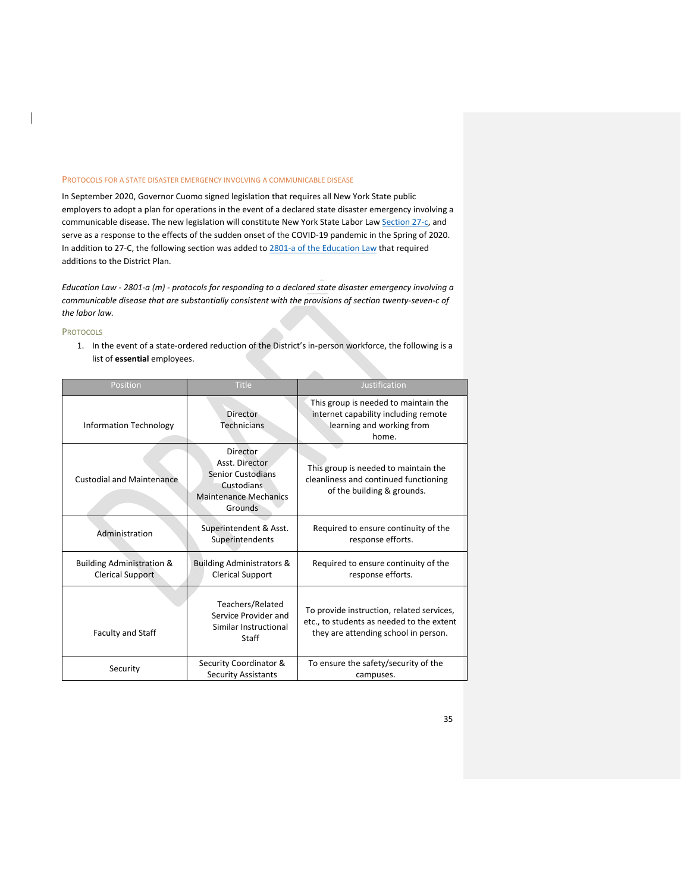### Protocols for a State Disaster Emergency Involving a Communicable Disease

In September 2020, Governor Cuomo signed legislation that requires all New York State public employers to adopt a plan for operations in the event of a declared state disaster emergency involving a communicable disease. The new legislation will constitute New York State Labor Law Section 27-c, and serve as a response to the effects of the sudden onset of the COVID-19 pandemic in the Spring of 2020. In addition to 27-C, the following section was added to 2801-a of the Education Law that required additions to the District Plan.

*Education Law - 2801-a (m) - protocols for responding to a declared state disaster emergency involving a communicable disease that are substantially consistent with the provisions of section twenty-seven-c of the labor law.*

#### Protocols

1. In the event of a state-ordered reduction of the District's in-person workforce, the following is a list of **essential** employees.

| Position | Title | Justification |
|---|---|---|
| Information Technology | Director<br>Technicians | This group is needed to maintain the internet capability including remote learning and working from home. |
| Custodial and Maintenance | Director<br>Asst. Director<br>Senior Custodians<br>Custodians<br>Maintenance Mechanics<br>Grounds | This group is needed to maintain the cleanliness and continued functioning of the building & grounds. |
| Administration | Superintendent & Asst. Superintendents | Required to ensure continuity of the response efforts. |
| Building Administration & Clerical Support | Building Administrators & Clerical Support | Required to ensure continuity of the response efforts. |
| Faculty and Staff | Teachers/Related Service Provider and Similar Instructional Staff | To provide instruction, related services, etc., to students as needed to the extent they are attending school in person. |
| Security | Security Coordinator & Security Assistants | To ensure the safety/security of the campuses. |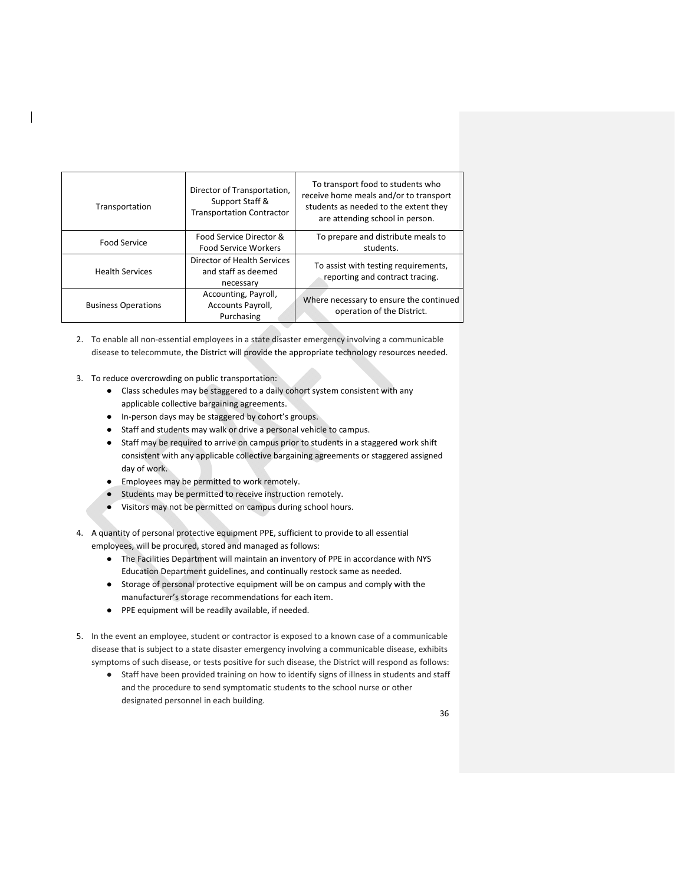| Transportation | Director of Transportation, Support Staff & Transportation Contractor | To transport food to students who receive home meals and/or to transport students as needed to the extent they are attending school in person. |
|---|---|---|
| Food Service | Food Service Director & Food Service Workers | To prepare and distribute meals to students. |
| Health Services | Director of Health Services and staff as deemed necessary | To assist with testing requirements, reporting and contract tracing. |
| Business Operations | Accounting, Payroll, Accounts Payroll, Purchasing | Where necessary to ensure the continued operation of the District. |

2. To enable all non-essential employees in a state disaster emergency involving a communicable disease to telecommute, the District will provide the appropriate technology resources needed.

3. To reduce overcrowding on public transportation:
    - Class schedules may be staggered to a daily cohort system consistent with any applicable collective bargaining agreements.
    - In-person days may be staggered by cohort's groups.
    - Staff and students may walk or drive a personal vehicle to campus.
    - Staff may be required to arrive on campus prior to students in a staggered work shift consistent with any applicable collective bargaining agreements or staggered assigned day of work.
    - Employees may be permitted to work remotely.
    - Students may be permitted to receive instruction remotely.
    - Visitors may not be permitted on campus during school hours.

4. A quantity of personal protective equipment PPE, sufficient to provide to all essential employees, will be procured, stored and managed as follows:
    - The Facilities Department will maintain an inventory of PPE in accordance with NYS Education Department guidelines, and continually restock same as needed.
    - Storage of personal protective equipment will be on campus and comply with the manufacturer's storage recommendations for each item.
    - PPE equipment will be readily available, if needed.

5. In the event an employee, student or contractor is exposed to a known case of a communicable disease that is subject to a state disaster emergency involving a communicable disease, exhibits symptoms of such disease, or tests positive for such disease, the District will respond as follows:
    - Staff have been provided training on how to identify signs of illness in students and staff and the procedure to send symptomatic students to the school nurse or other designated personnel in each building.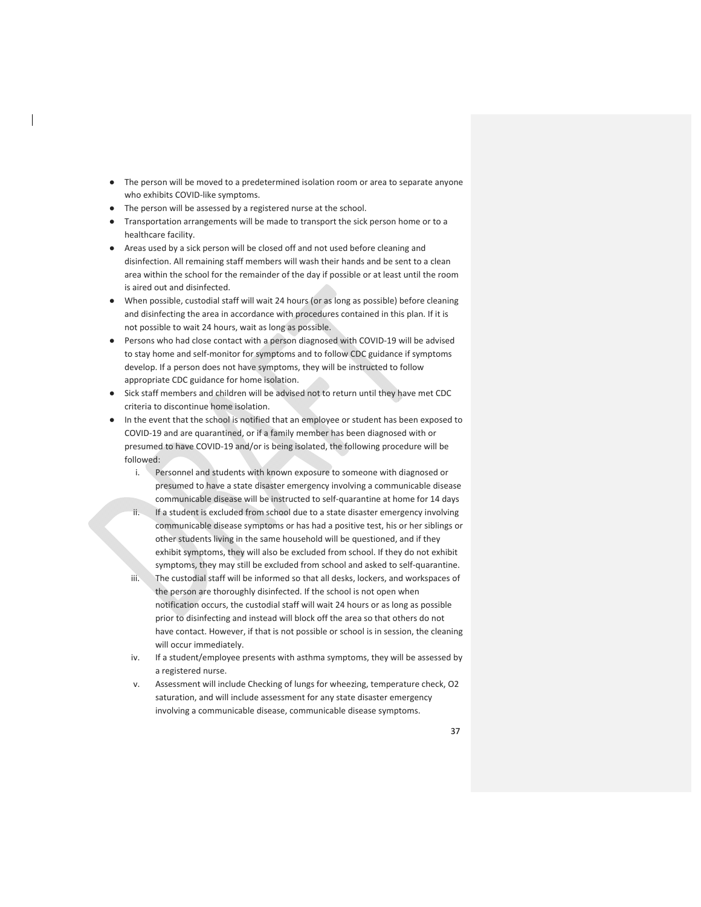- The person will be moved to a predetermined isolation room or area to separate anyone who exhibits COVID-like symptoms.
- The person will be assessed by a registered nurse at the school.
- Transportation arrangements will be made to transport the sick person home or to a healthcare facility.
- Areas used by a sick person will be closed off and not used before cleaning and disinfection. All remaining staff members will wash their hands and be sent to a clean area within the school for the remainder of the day if possible or at least until the room is aired out and disinfected.
- When possible, custodial staff will wait 24 hours (or as long as possible) before cleaning and disinfecting the area in accordance with procedures contained in this plan. If it is not possible to wait 24 hours, wait as long as possible.
- Persons who had close contact with a person diagnosed with COVID-19 will be advised to stay home and self-monitor for symptoms and to follow CDC guidance if symptoms develop. If a person does not have symptoms, they will be instructed to follow appropriate CDC guidance for home isolation.
- Sick staff members and children will be advised not to return until they have met CDC criteria to discontinue home isolation.
- In the event that the school is notified that an employee or student has been exposed to COVID-19 and are quarantined, or if a family member has been diagnosed with or presumed to have COVID-19 and/or is being isolated, the following procedure will be followed:
    i. Personnel and students with known exposure to someone with diagnosed or presumed to have a state disaster emergency involving a communicable disease communicable disease will be instructed to self-quarantine at home for 14 days
    ii. If a student is excluded from school due to a state disaster emergency involving communicable disease symptoms or has had a positive test, his or her siblings or other students living in the same household will be questioned, and if they exhibit symptoms, they will also be excluded from school. If they do not exhibit symptoms, they may still be excluded from school and asked to self-quarantine.
    iii. The custodial staff will be informed so that all desks, lockers, and workspaces of the person are thoroughly disinfected. If the school is not open when notification occurs, the custodial staff will wait 24 hours or as long as possible prior to disinfecting and instead will block off the area so that others do not have contact. However, if that is not possible or school is in session, the cleaning will occur immediately.
    iv. If a student/employee presents with asthma symptoms, they will be assessed by a registered nurse.
    v. Assessment will include Checking of lungs for wheezing, temperature check, O2 saturation, and will include assessment for any state disaster emergency involving a communicable disease, communicable disease symptoms.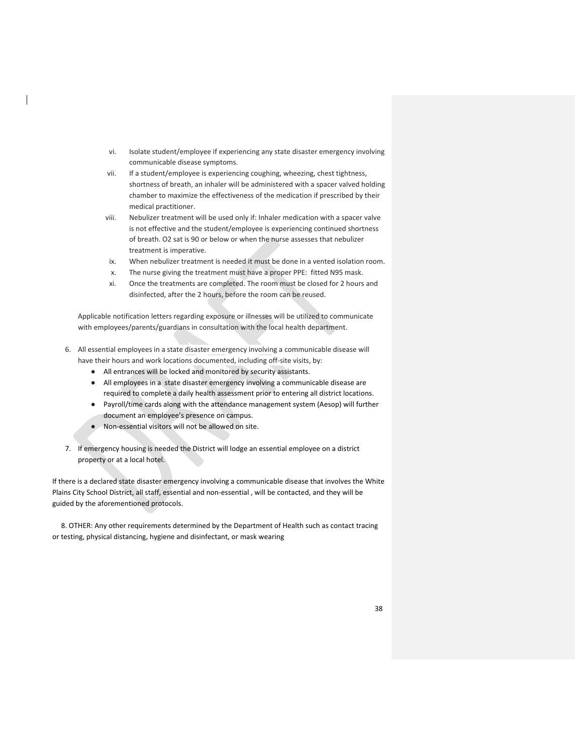- vi. Isolate student/employee if experiencing any state disaster emergency involving communicable disease symptoms.
- vii. If a student/employee is experiencing coughing, wheezing, chest tightness, shortness of breath, an inhaler will be administered with a spacer valved holding chamber to maximize the effectiveness of the medication if prescribed by their medical practitioner.
- viii. Nebulizer treatment will be used only if: Inhaler medication with a spacer valve is not effective and the student/employee is experiencing continued shortness of breath. O2 sat is 90 or below or when the nurse assesses that nebulizer treatment is imperative.
- ix. When nebulizer treatment is needed it must be done in a vented isolation room.
- x. The nurse giving the treatment must have a proper PPE: fitted N95 mask.
- xi. Once the treatments are completed. The room must be closed for 2 hours and disinfected, after the 2 hours, before the room can be reused.

Applicable notification letters regarding exposure or illnesses will be utilized to communicate with employees/parents/guardians in consultation with the local health department.

6. All essential employees in a state disaster emergency involving a communicable disease will have their hours and work locations documented, including off-site visits, by:
   - All entrances will be locked and monitored by security assistants.
   - All employees in a state disaster emergency involving a communicable disease are required to complete a daily health assessment prior to entering all district locations.
   - Payroll/time cards along with the attendance management system (Aesop) will further document an employee's presence on campus.
   - Non-essential visitors will not be allowed on site.

7. If emergency housing is needed the District will lodge an essential employee on a district property or at a local hotel.

If there is a declared state disaster emergency involving a communicable disease that involves the White Plains City School District, all staff, essential and non-essential , will be contacted, and they will be guided by the aforementioned protocols.

8. OTHER: Any other requirements determined by the Department of Health such as contact tracing or testing, physical distancing, hygiene and disinfectant, or mask wearing